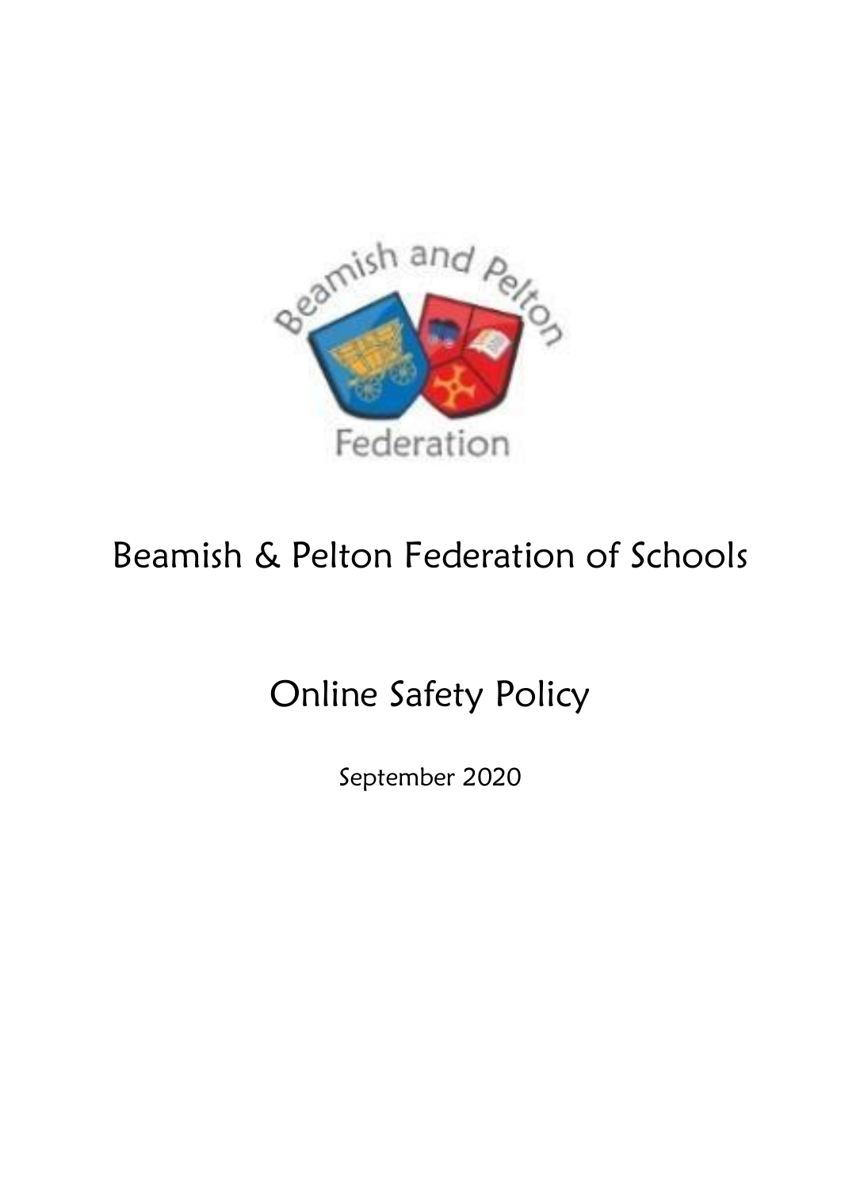# Beamish & Pelton Federation of Schools

## Online Safety Policy

September 2020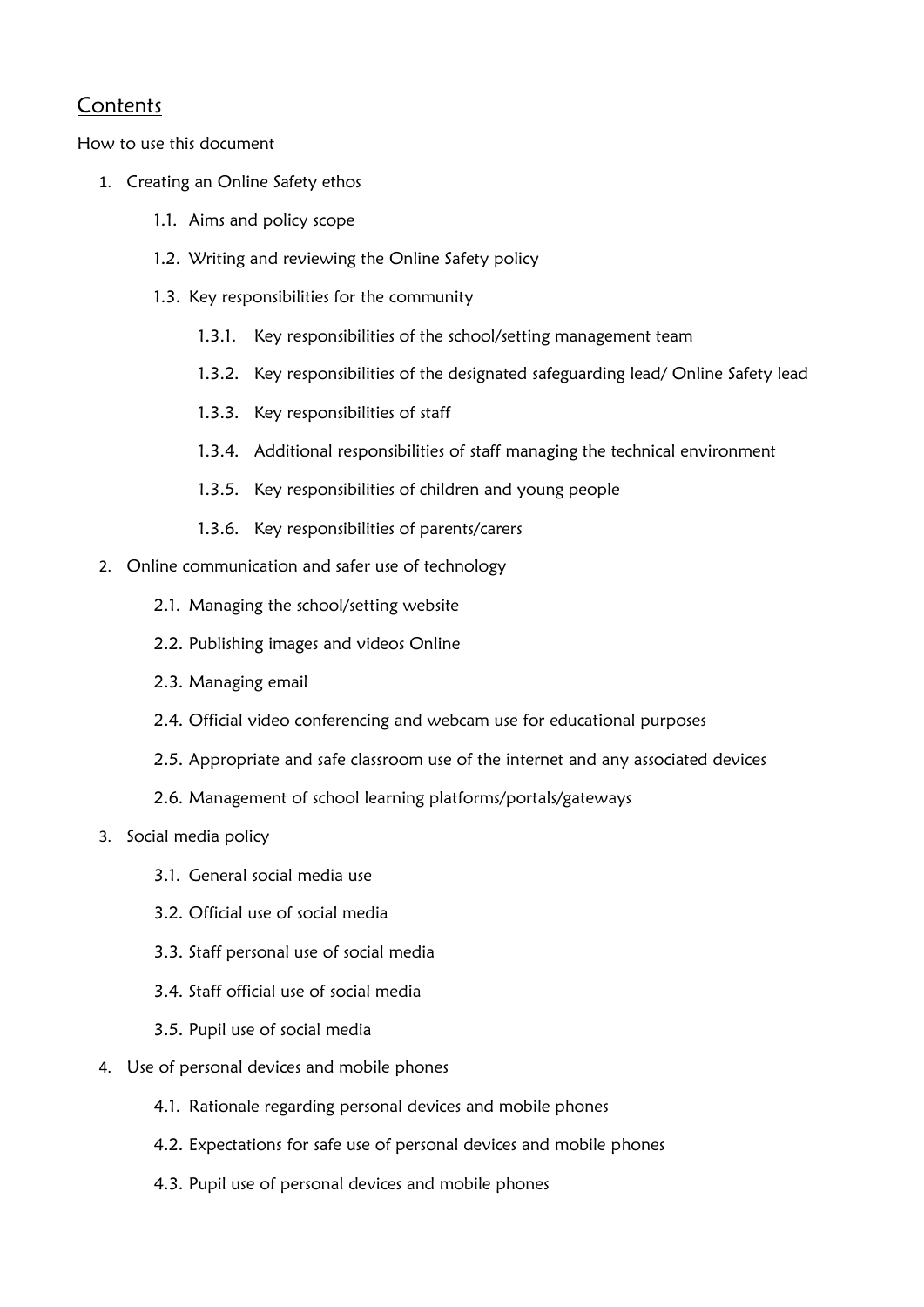## Contents

How to use this document

1. Creating an Online Safety ethos
    - 1.1. Aims and policy scope
    - 1.2. Writing and reviewing the Online Safety policy
    - 1.3. Key responsibilities for the community
        - 1.3.1. Key responsibilities of the school/setting management team
        - 1.3.2. Key responsibilities of the designated safeguarding lead/ Online Safety lead
        - 1.3.3. Key responsibilities of staff
        - 1.3.4. Additional responsibilities of staff managing the technical environment
        - 1.3.5. Key responsibilities of children and young people
        - 1.3.6. Key responsibilities of parents/carers
2. Online communication and safer use of technology
    - 2.1. Managing the school/setting website
    - 2.2. Publishing images and videos Online
    - 2.3. Managing email
    - 2.4. Official video conferencing and webcam use for educational purposes
    - 2.5. Appropriate and safe classroom use of the internet and any associated devices
    - 2.6. Management of school learning platforms/portals/gateways
3. Social media policy
    - 3.1. General social media use
    - 3.2. Official use of social media
    - 3.3. Staff personal use of social media
    - 3.4. Staff official use of social media
    - 3.5. Pupil use of social media
4. Use of personal devices and mobile phones
    - 4.1. Rationale regarding personal devices and mobile phones
    - 4.2. Expectations for safe use of personal devices and mobile phones
    - 4.3. Pupil use of personal devices and mobile phones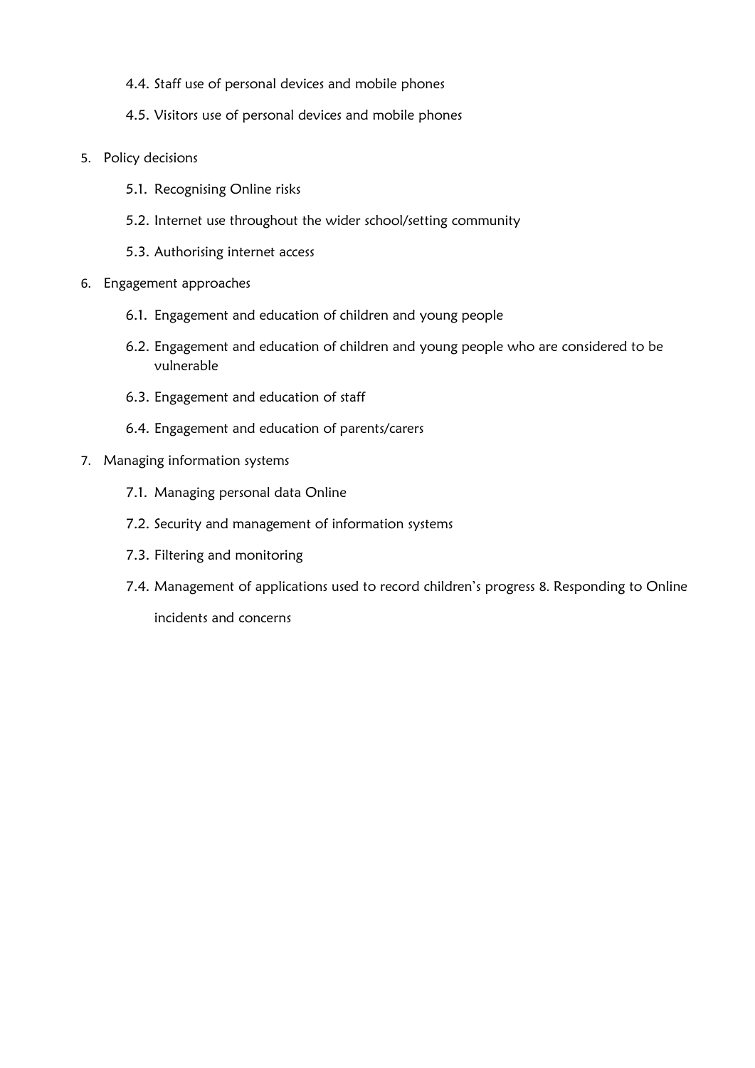- 4.4. Staff use of personal devices and mobile phones
- 4.5. Visitors use of personal devices and mobile phones

5. Policy decisions
    - 5.1. Recognising Online risks
    - 5.2. Internet use throughout the wider school/setting community
    - 5.3. Authorising internet access
6. Engagement approaches
    - 6.1. Engagement and education of children and young people
    - 6.2. Engagement and education of children and young people who are considered to be vulnerable
    - 6.3. Engagement and education of staff
    - 6.4. Engagement and education of parents/carers
7. Managing information systems
    - 7.1. Managing personal data Online
    - 7.2. Security and management of information systems
    - 7.3. Filtering and monitoring
    - 7.4. Management of applications used to record children's progress 8. Responding to Online incidents and concerns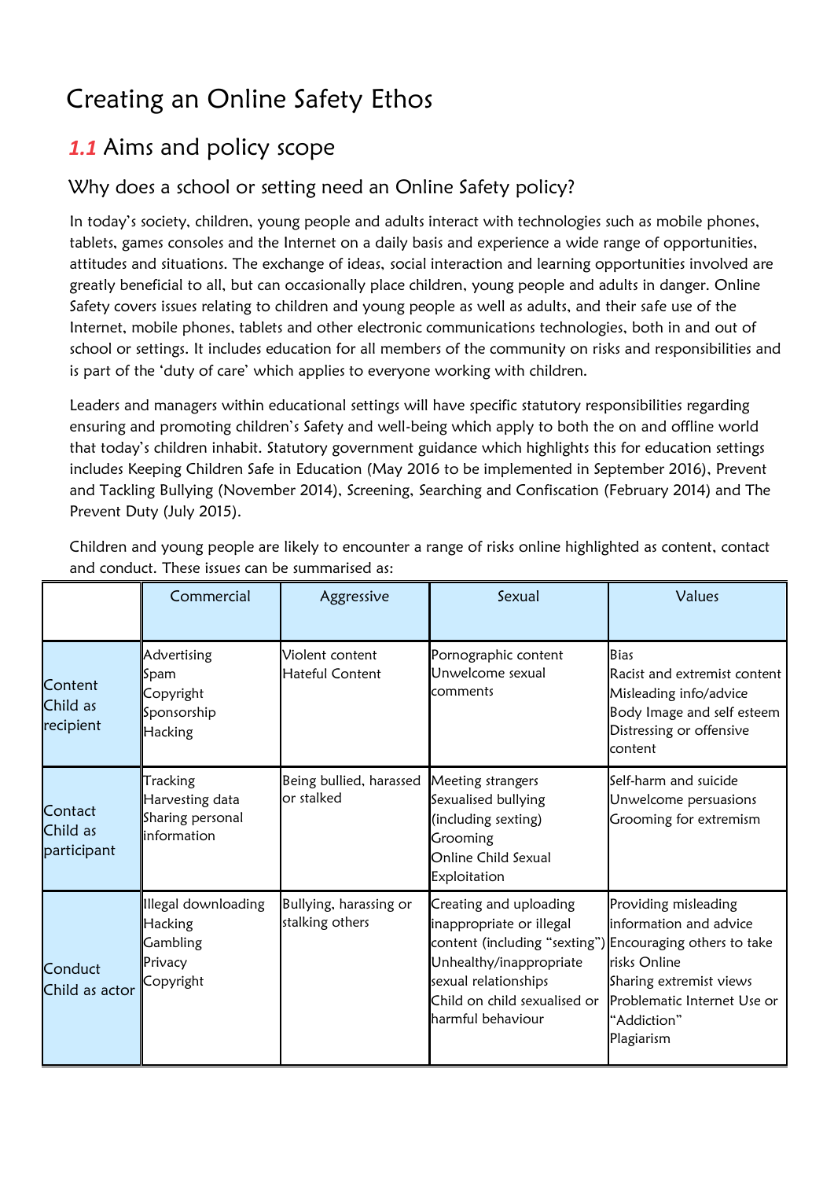# Creating an Online Safety Ethos

## *1.1* Aims and policy scope

### Why does a school or setting need an Online Safety policy?

In today's society, children, young people and adults interact with technologies such as mobile phones, tablets, games consoles and the Internet on a daily basis and experience a wide range of opportunities, attitudes and situations. The exchange of ideas, social interaction and learning opportunities involved are greatly beneficial to all, but can occasionally place children, young people and adults in danger. Online Safety covers issues relating to children and young people as well as adults, and their safe use of the Internet, mobile phones, tablets and other electronic communications technologies, both in and out of school or settings. It includes education for all members of the community on risks and responsibilities and is part of the 'duty of care' which applies to everyone working with children.

Leaders and managers within educational settings will have specific statutory responsibilities regarding ensuring and promoting children's Safety and well-being which apply to both the on and offline world that today's children inhabit. Statutory government guidance which highlights this for education settings includes Keeping Children Safe in Education (May 2016 to be implemented in September 2016), Prevent and Tackling Bullying (November 2014), Screening, Searching and Confiscation (February 2014) and The Prevent Duty (July 2015).

Children and young people are likely to encounter a range of risks online highlighted as content, contact and conduct. These issues can be summarised as:

| | Commercial | Aggressive | Sexual | Values |
|---|---|---|---|---|
| Content<br>Child as recipient | Advertising<br>Spam<br>Copyright<br>Sponsorship<br>Hacking | Violent content<br>Hateful Content | Pornographic content<br>Unwelcome sexual comments | Bias<br>Racist and extremist content<br>Misleading info/advice<br>Body Image and self esteem<br>Distressing or offensive content |
| Contact<br>Child as participant | Tracking<br>Harvesting data<br>Sharing personal information | Being bullied, harassed or stalked | Meeting strangers<br>Sexualised bullying (including sexting)<br>Grooming<br>Online Child Sexual Exploitation | Self-harm and suicide<br>Unwelcome persuasions<br>Grooming for extremism |
| Conduct<br>Child as actor | Illegal downloading<br>Hacking<br>Gambling<br>Privacy<br>Copyright | Bullying, harassing or stalking others | Creating and uploading inappropriate or illegal content (including "sexting")<br>Unhealthy/inappropriate sexual relationships<br>Child on child sexualised or harmful behaviour | Providing misleading information and advice<br>Encouraging others to take risks Online<br>Sharing extremist views<br>Problematic Internet Use or "Addiction"<br>Plagiarism |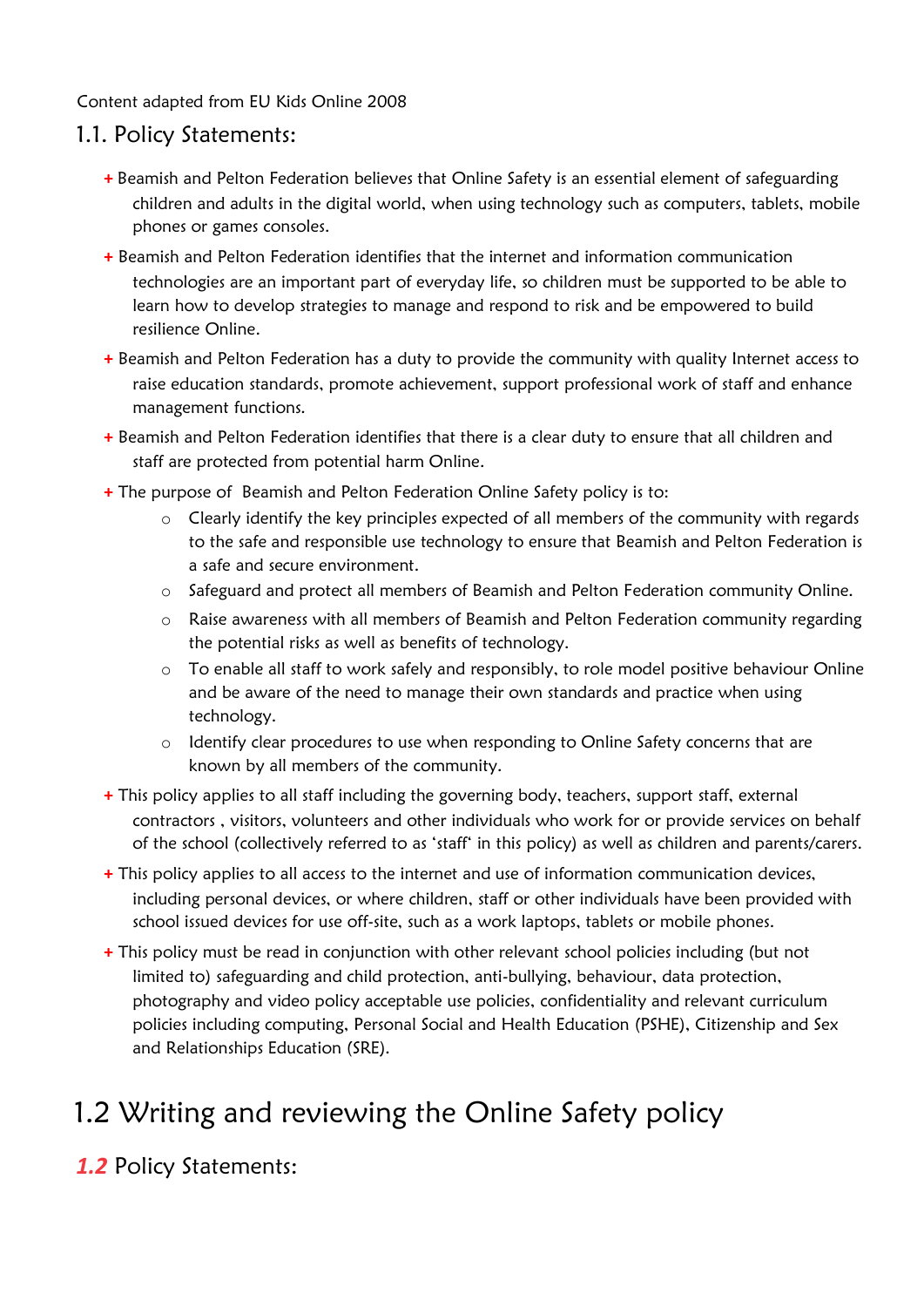Content adapted from EU Kids Online 2008

## 1.1. Policy Statements:

- Beamish and Pelton Federation believes that Online Safety is an essential element of safeguarding children and adults in the digital world, when using technology such as computers, tablets, mobile phones or games consoles.
- Beamish and Pelton Federation identifies that the internet and information communication technologies are an important part of everyday life, so children must be supported to be able to learn how to develop strategies to manage and respond to risk and be empowered to build resilience Online.
- Beamish and Pelton Federation has a duty to provide the community with quality Internet access to raise education standards, promote achievement, support professional work of staff and enhance management functions.
- Beamish and Pelton Federation identifies that there is a clear duty to ensure that all children and staff are protected from potential harm Online.
- The purpose of Beamish and Pelton Federation Online Safety policy is to:
    - Clearly identify the key principles expected of all members of the community with regards to the safe and responsible use technology to ensure that Beamish and Pelton Federation is a safe and secure environment.
    - Safeguard and protect all members of Beamish and Pelton Federation community Online.
    - Raise awareness with all members of Beamish and Pelton Federation community regarding the potential risks as well as benefits of technology.
    - To enable all staff to work safely and responsibly, to role model positive behaviour Online and be aware of the need to manage their own standards and practice when using technology.
    - Identify clear procedures to use when responding to Online Safety concerns that are known by all members of the community.
- This policy applies to all staff including the governing body, teachers, support staff, external contractors , visitors, volunteers and other individuals who work for or provide services on behalf of the school (collectively referred to as 'staff' in this policy) as well as children and parents/carers.
- This policy applies to all access to the internet and use of information communication devices, including personal devices, or where children, staff or other individuals have been provided with school issued devices for use off-site, such as a work laptops, tablets or mobile phones.
- This policy must be read in conjunction with other relevant school policies including (but not limited to) safeguarding and child protection, anti-bullying, behaviour, data protection, photography and video policy acceptable use policies, confidentiality and relevant curriculum policies including computing, Personal Social and Health Education (PSHE), Citizenship and Sex and Relationships Education (SRE).

# 1.2 Writing and reviewing the Online Safety policy

## *1.2* Policy Statements: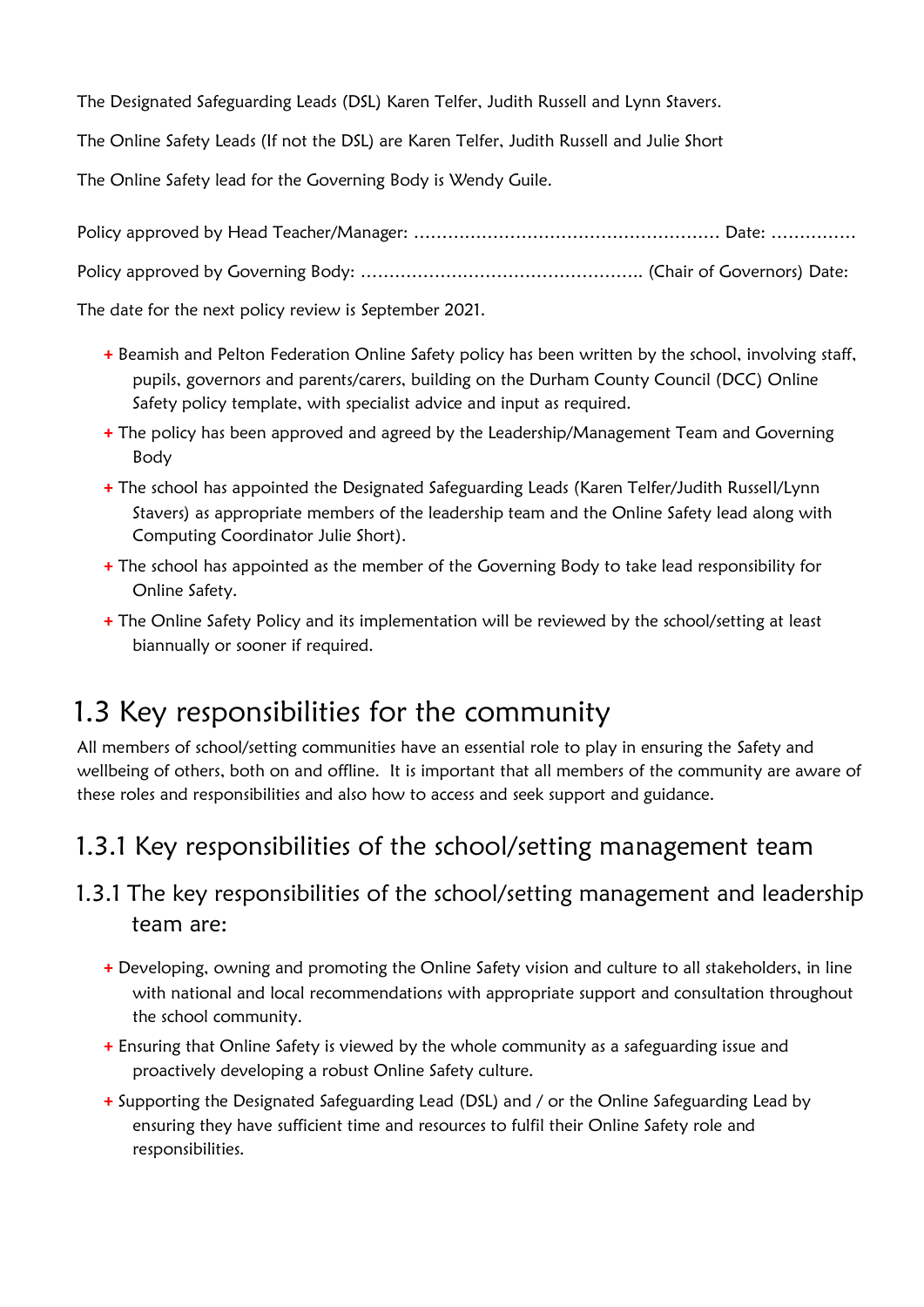The Designated Safeguarding Leads (DSL) Karen Telfer, Judith Russell and Lynn Stavers.

The Online Safety Leads (If not the DSL) are Karen Telfer, Judith Russell and Julie Short

The Online Safety lead for the Governing Body is Wendy Guile.

Policy approved by Head Teacher/Manager: ……………………………………………… Date: ……………

Policy approved by Governing Body: ………………………………………….. (Chair of Governors) Date:

The date for the next policy review is September 2021.

- Beamish and Pelton Federation Online Safety policy has been written by the school, involving staff, pupils, governors and parents/carers, building on the Durham County Council (DCC) Online Safety policy template, with specialist advice and input as required.
- The policy has been approved and agreed by the Leadership/Management Team and Governing Body
- The school has appointed the Designated Safeguarding Leads (Karen Telfer/Judith Russell/Lynn Stavers) as appropriate members of the leadership team and the Online Safety lead along with Computing Coordinator Julie Short).
- The school has appointed as the member of the Governing Body to take lead responsibility for Online Safety.
- The Online Safety Policy and its implementation will be reviewed by the school/setting at least biannually or sooner if required.

# 1.3 Key responsibilities for the community

All members of school/setting communities have an essential role to play in ensuring the Safety and wellbeing of others, both on and offline. It is important that all members of the community are aware of these roles and responsibilities and also how to access and seek support and guidance.

## 1.3.1 Key responsibilities of the school/setting management team

### 1.3.1 The key responsibilities of the school/setting management and leadership team are:

- Developing, owning and promoting the Online Safety vision and culture to all stakeholders, in line with national and local recommendations with appropriate support and consultation throughout the school community.
- Ensuring that Online Safety is viewed by the whole community as a safeguarding issue and proactively developing a robust Online Safety culture.
- Supporting the Designated Safeguarding Lead (DSL) and / or the Online Safeguarding Lead by ensuring they have sufficient time and resources to fulfil their Online Safety role and responsibilities.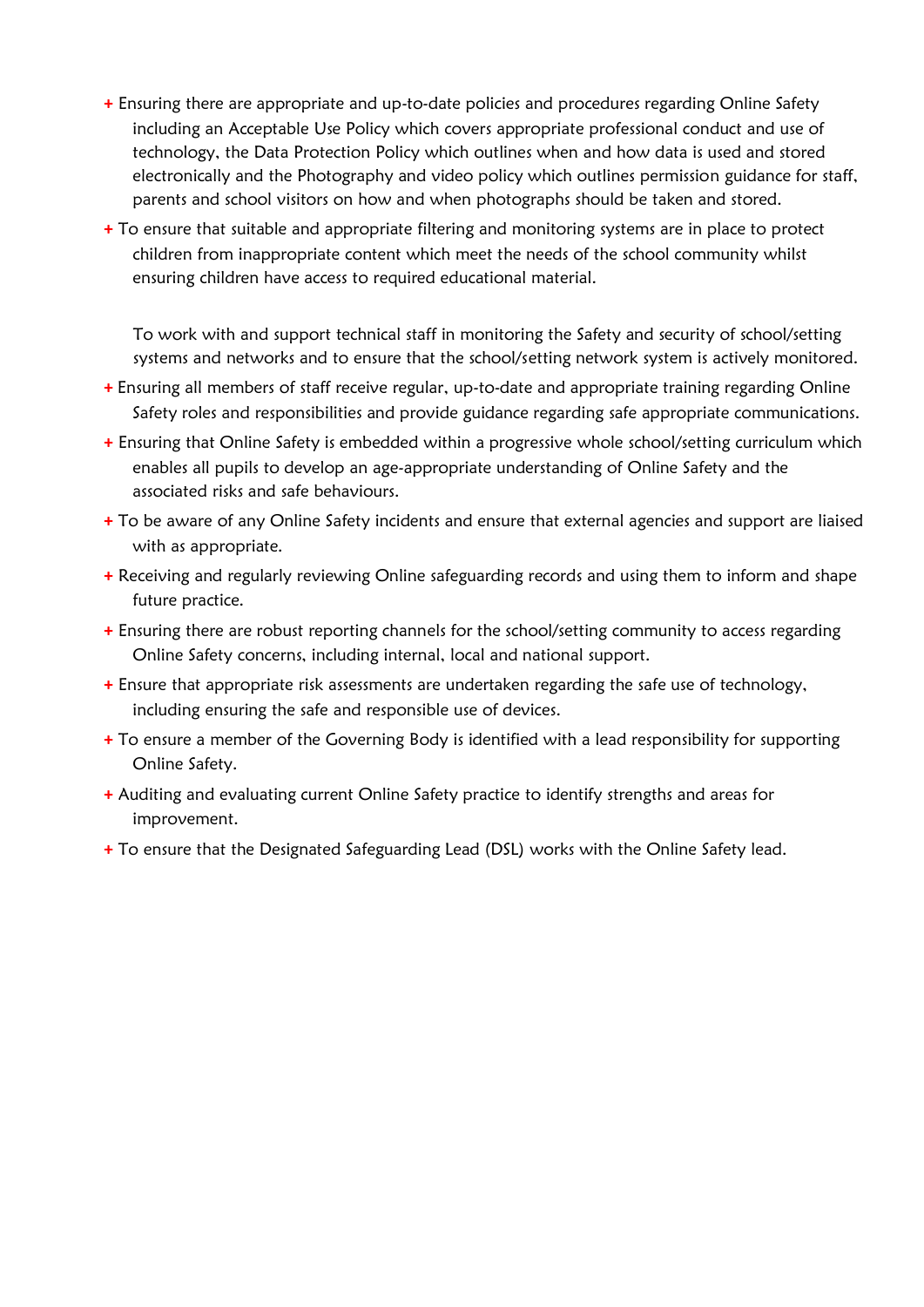- Ensuring there are appropriate and up-to-date policies and procedures regarding Online Safety including an Acceptable Use Policy which covers appropriate professional conduct and use of technology, the Data Protection Policy which outlines when and how data is used and stored electronically and the Photography and video policy which outlines permission guidance for staff, parents and school visitors on how and when photographs should be taken and stored.
- To ensure that suitable and appropriate filtering and monitoring systems are in place to protect children from inappropriate content which meet the needs of the school community whilst ensuring children have access to required educational material.

  To work with and support technical staff in monitoring the Safety and security of school/setting systems and networks and to ensure that the school/setting network system is actively monitored.
- Ensuring all members of staff receive regular, up-to-date and appropriate training regarding Online Safety roles and responsibilities and provide guidance regarding safe appropriate communications.
- Ensuring that Online Safety is embedded within a progressive whole school/setting curriculum which enables all pupils to develop an age-appropriate understanding of Online Safety and the associated risks and safe behaviours.
- To be aware of any Online Safety incidents and ensure that external agencies and support are liaised with as appropriate.
- Receiving and regularly reviewing Online safeguarding records and using them to inform and shape future practice.
- Ensuring there are robust reporting channels for the school/setting community to access regarding Online Safety concerns, including internal, local and national support.
- Ensure that appropriate risk assessments are undertaken regarding the safe use of technology, including ensuring the safe and responsible use of devices.
- To ensure a member of the Governing Body is identified with a lead responsibility for supporting Online Safety.
- Auditing and evaluating current Online Safety practice to identify strengths and areas for improvement.
- To ensure that the Designated Safeguarding Lead (DSL) works with the Online Safety lead.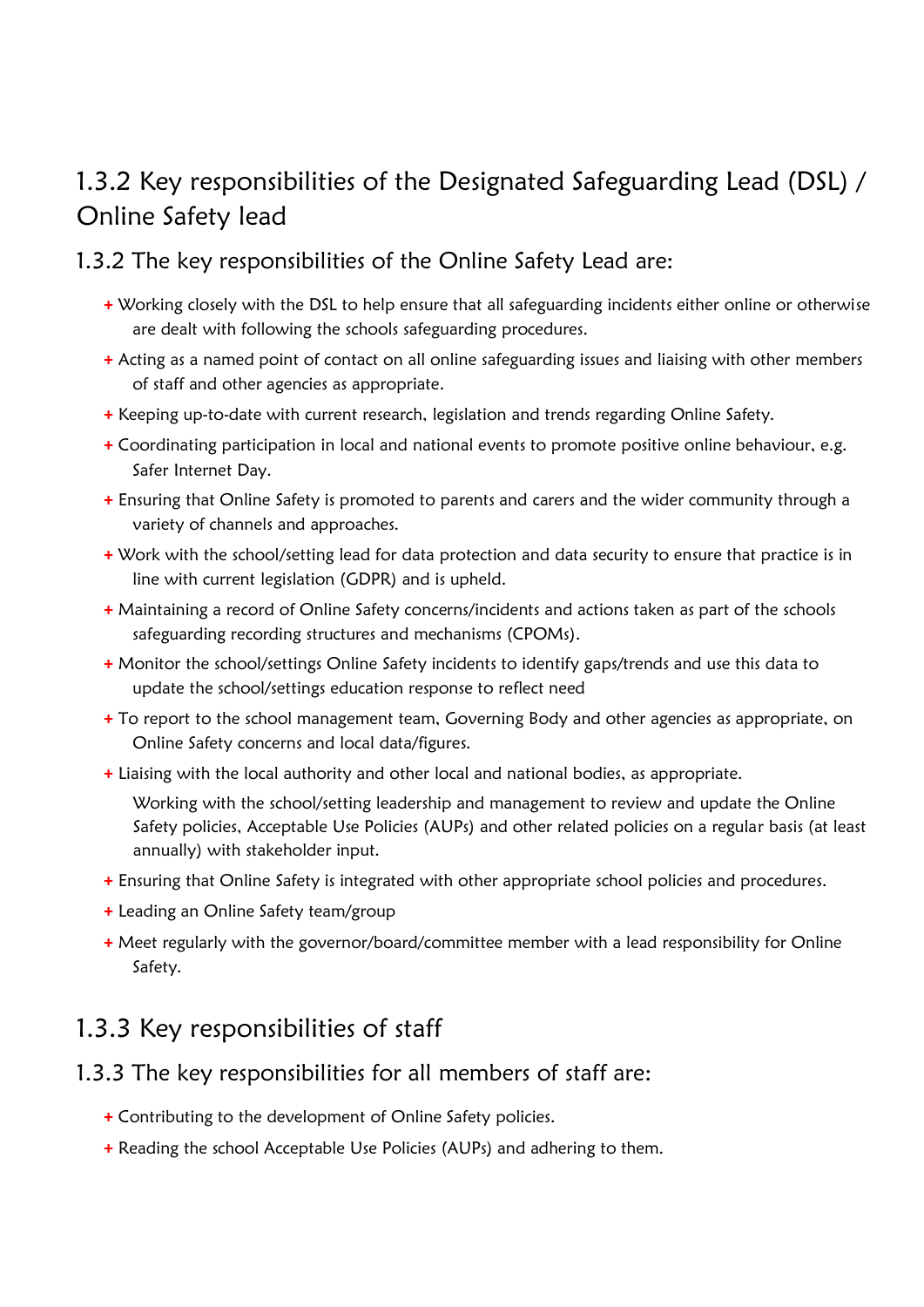## 1.3.2 Key responsibilities of the Designated Safeguarding Lead (DSL) / Online Safety lead

### 1.3.2 The key responsibilities of the Online Safety Lead are:

- Working closely with the DSL to help ensure that all safeguarding incidents either online or otherwise are dealt with following the schools safeguarding procedures.
- Acting as a named point of contact on all online safeguarding issues and liaising with other members of staff and other agencies as appropriate.
- Keeping up-to-date with current research, legislation and trends regarding Online Safety.
- Coordinating participation in local and national events to promote positive online behaviour, e.g. Safer Internet Day.
- Ensuring that Online Safety is promoted to parents and carers and the wider community through a variety of channels and approaches.
- Work with the school/setting lead for data protection and data security to ensure that practice is in line with current legislation (GDPR) and is upheld.
- Maintaining a record of Online Safety concerns/incidents and actions taken as part of the schools safeguarding recording structures and mechanisms (CPOMs).
- Monitor the school/settings Online Safety incidents to identify gaps/trends and use this data to update the school/settings education response to reflect need
- To report to the school management team, Governing Body and other agencies as appropriate, on Online Safety concerns and local data/figures.
- Liaising with the local authority and other local and national bodies, as appropriate.

  Working with the school/setting leadership and management to review and update the Online Safety policies, Acceptable Use Policies (AUPs) and other related policies on a regular basis (at least annually) with stakeholder input.
- Ensuring that Online Safety is integrated with other appropriate school policies and procedures.
- Leading an Online Safety team/group
- Meet regularly with the governor/board/committee member with a lead responsibility for Online Safety.

## 1.3.3 Key responsibilities of staff

### 1.3.3 The key responsibilities for all members of staff are:

- Contributing to the development of Online Safety policies.
- Reading the school Acceptable Use Policies (AUPs) and adhering to them.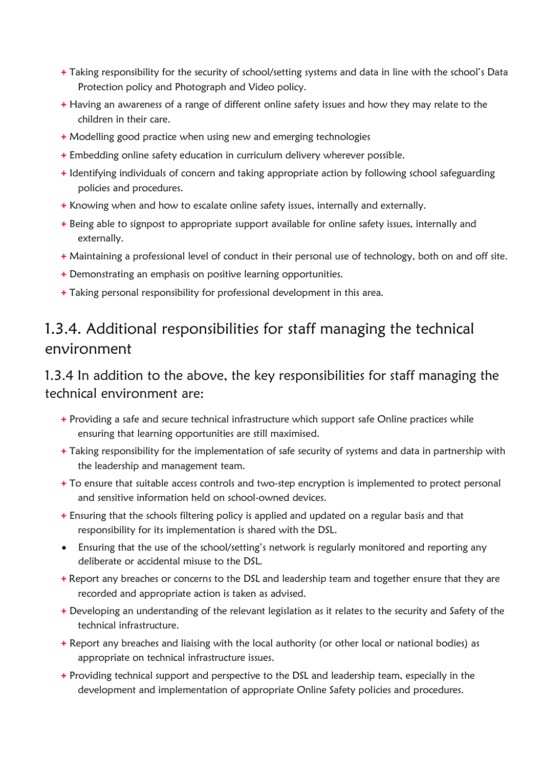- Taking responsibility for the security of school/setting systems and data in line with the school's Data Protection policy and Photograph and Video policy.
- Having an awareness of a range of different online safety issues and how they may relate to the children in their care.
- Modelling good practice when using new and emerging technologies
- Embedding online safety education in curriculum delivery wherever possible.
- Identifying individuals of concern and taking appropriate action by following school safeguarding policies and procedures.
- Knowing when and how to escalate online safety issues, internally and externally.
- Being able to signpost to appropriate support available for online safety issues, internally and externally.
- Maintaining a professional level of conduct in their personal use of technology, both on and off site.
- Demonstrating an emphasis on positive learning opportunities.
- Taking personal responsibility for professional development in this area.

## 1.3.4. Additional responsibilities for staff managing the technical environment

### 1.3.4 In addition to the above, the key responsibilities for staff managing the technical environment are:

- Providing a safe and secure technical infrastructure which support safe Online practices while ensuring that learning opportunities are still maximised.
- Taking responsibility for the implementation of safe security of systems and data in partnership with the leadership and management team.
- To ensure that suitable access controls and two-step encryption is implemented to protect personal and sensitive information held on school-owned devices.
- Ensuring that the schools filtering policy is applied and updated on a regular basis and that responsibility for its implementation is shared with the DSL.
- Ensuring that the use of the school/setting's network is regularly monitored and reporting any deliberate or accidental misuse to the DSL.
- Report any breaches or concerns to the DSL and leadership team and together ensure that they are recorded and appropriate action is taken as advised.
- Developing an understanding of the relevant legislation as it relates to the security and Safety of the technical infrastructure.
- Report any breaches and liaising with the local authority (or other local or national bodies) as appropriate on technical infrastructure issues.
- Providing technical support and perspective to the DSL and leadership team, especially in the development and implementation of appropriate Online Safety policies and procedures.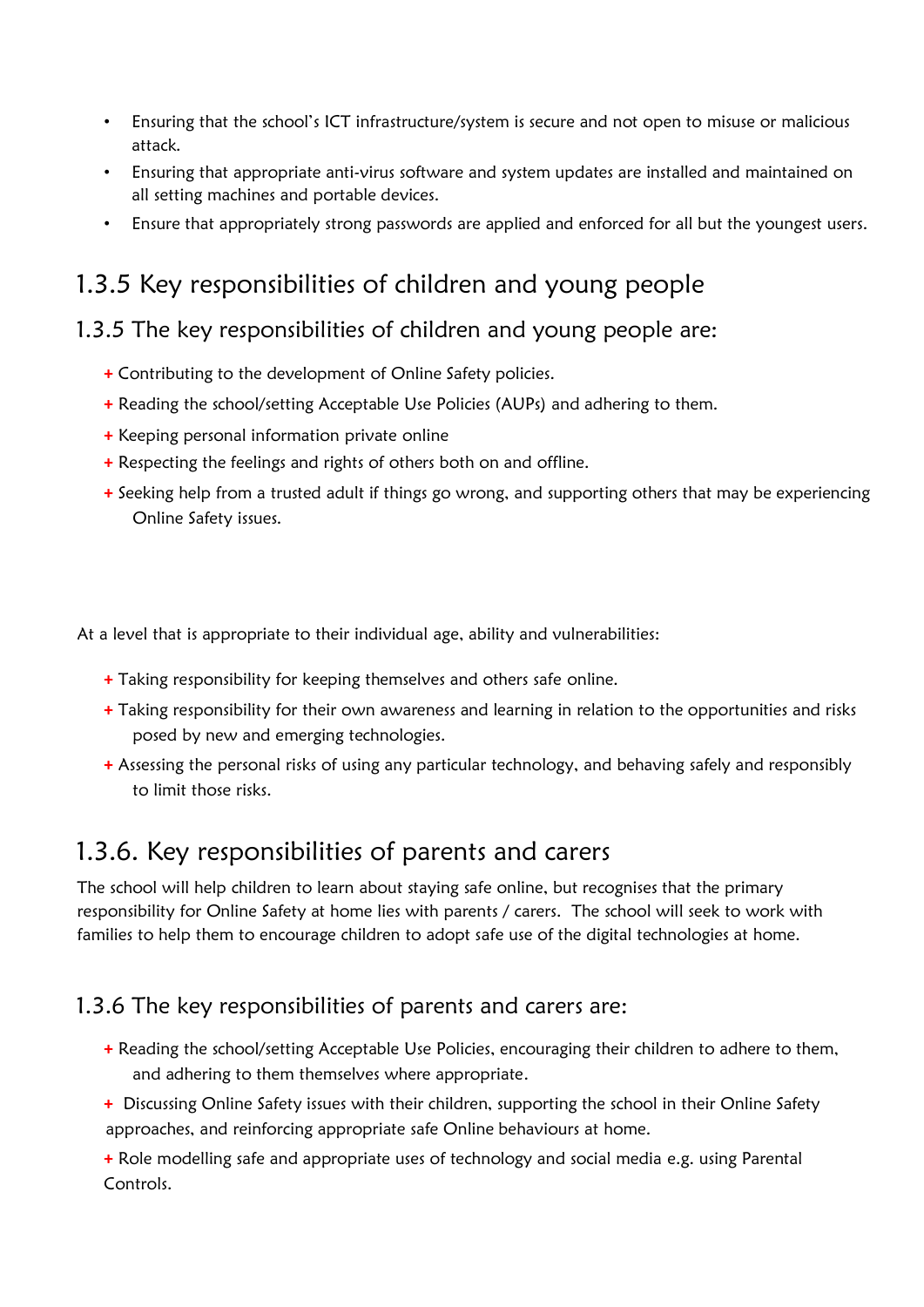- Ensuring that the school's ICT infrastructure/system is secure and not open to misuse or malicious attack.
- Ensuring that appropriate anti-virus software and system updates are installed and maintained on all setting machines and portable devices.
- Ensure that appropriately strong passwords are applied and enforced for all but the youngest users.

## 1.3.5 Key responsibilities of children and young people

### 1.3.5 The key responsibilities of children and young people are:

- Contributing to the development of Online Safety policies.
- Reading the school/setting Acceptable Use Policies (AUPs) and adhering to them.
- Keeping personal information private online
- Respecting the feelings and rights of others both on and offline.
- Seeking help from a trusted adult if things go wrong, and supporting others that may be experiencing Online Safety issues.

At a level that is appropriate to their individual age, ability and vulnerabilities:

- Taking responsibility for keeping themselves and others safe online.
- Taking responsibility for their own awareness and learning in relation to the opportunities and risks posed by new and emerging technologies.
- Assessing the personal risks of using any particular technology, and behaving safely and responsibly to limit those risks.

## 1.3.6. Key responsibilities of parents and carers

The school will help children to learn about staying safe online, but recognises that the primary responsibility for Online Safety at home lies with parents / carers. The school will seek to work with families to help them to encourage children to adopt safe use of the digital technologies at home.

### 1.3.6 The key responsibilities of parents and carers are:

- Reading the school/setting Acceptable Use Policies, encouraging their children to adhere to them, and adhering to them themselves where appropriate.
- Discussing Online Safety issues with their children, supporting the school in their Online Safety approaches, and reinforcing appropriate safe Online behaviours at home.
- Role modelling safe and appropriate uses of technology and social media e.g. using Parental Controls.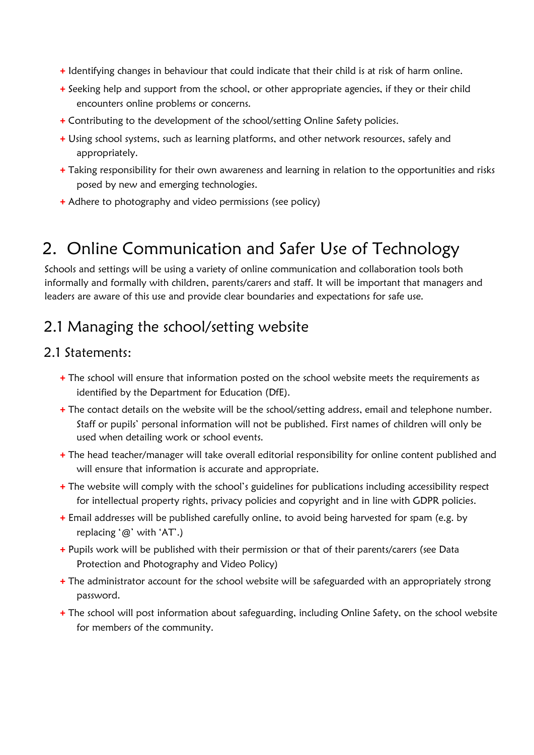- Identifying changes in behaviour that could indicate that their child is at risk of harm online.
- Seeking help and support from the school, or other appropriate agencies, if they or their child encounters online problems or concerns.
- Contributing to the development of the school/setting Online Safety policies.
- Using school systems, such as learning platforms, and other network resources, safely and appropriately.
- Taking responsibility for their own awareness and learning in relation to the opportunities and risks posed by new and emerging technologies.
- Adhere to photography and video permissions (see policy)

# 2. Online Communication and Safer Use of Technology

Schools and settings will be using a variety of online communication and collaboration tools both informally and formally with children, parents/carers and staff. It will be important that managers and leaders are aware of this use and provide clear boundaries and expectations for safe use.

## 2.1 Managing the school/setting website

### 2.1 Statements:

- The school will ensure that information posted on the school website meets the requirements as identified by the Department for Education (DfE).
- The contact details on the website will be the school/setting address, email and telephone number. Staff or pupils' personal information will not be published. First names of children will only be used when detailing work or school events.
- The head teacher/manager will take overall editorial responsibility for online content published and will ensure that information is accurate and appropriate.
- The website will comply with the school's guidelines for publications including accessibility respect for intellectual property rights, privacy policies and copyright and in line with GDPR policies.
- Email addresses will be published carefully online, to avoid being harvested for spam (e.g. by replacing '@' with 'AT'.)
- Pupils work will be published with their permission or that of their parents/carers (see Data Protection and Photography and Video Policy)
- The administrator account for the school website will be safeguarded with an appropriately strong password.
- The school will post information about safeguarding, including Online Safety, on the school website for members of the community.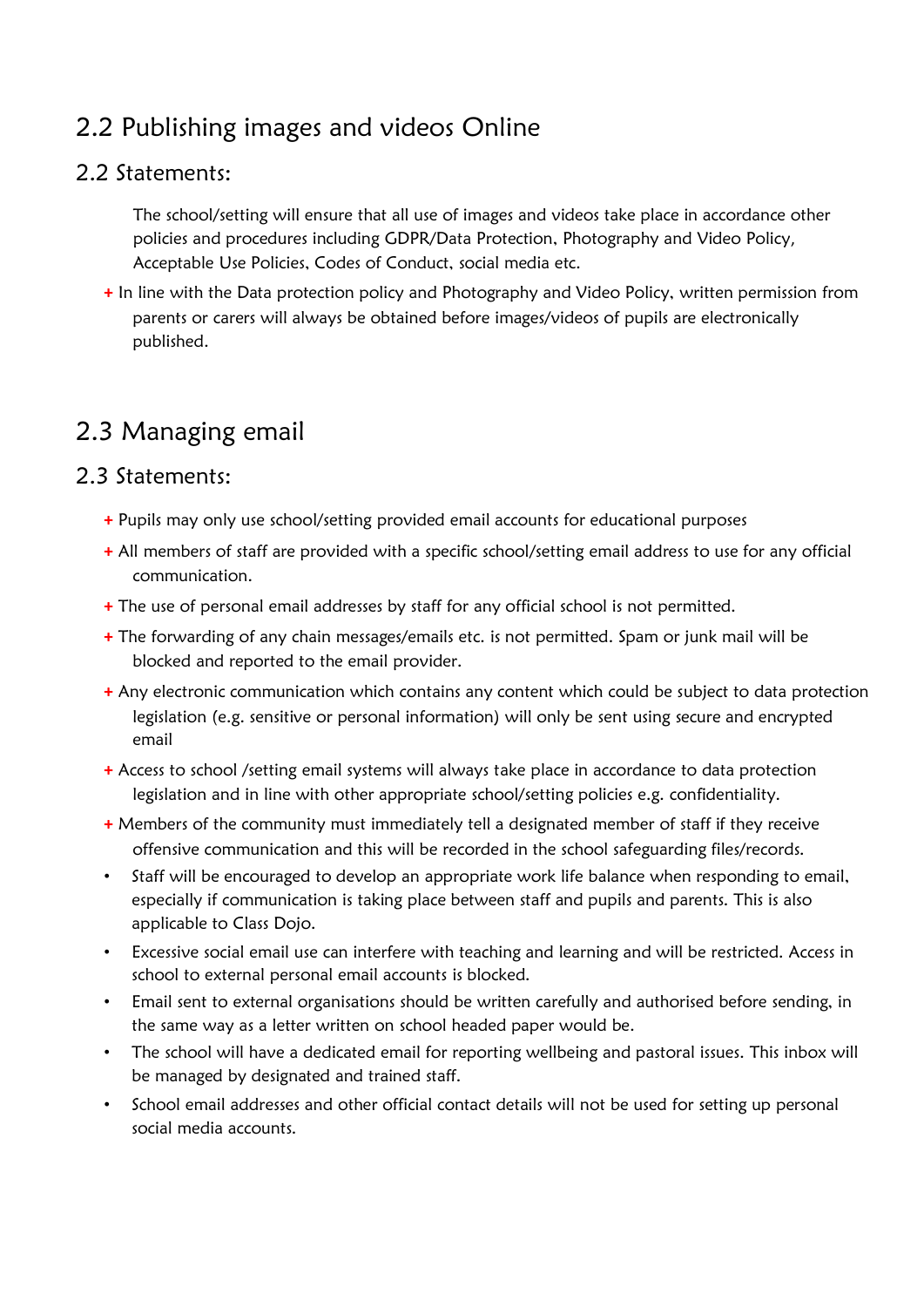## 2.2 Publishing images and videos Online

### 2.2 Statements:

The school/setting will ensure that all use of images and videos take place in accordance other policies and procedures including GDPR/Data Protection, Photography and Video Policy, Acceptable Use Policies, Codes of Conduct, social media etc.

+ In line with the Data protection policy and Photography and Video Policy, written permission from parents or carers will always be obtained before images/videos of pupils are electronically published.

## 2.3 Managing email

### 2.3 Statements:

+ Pupils may only use school/setting provided email accounts for educational purposes
+ All members of staff are provided with a specific school/setting email address to use for any official communication.
+ The use of personal email addresses by staff for any official school is not permitted.
+ The forwarding of any chain messages/emails etc. is not permitted. Spam or junk mail will be blocked and reported to the email provider.
+ Any electronic communication which contains any content which could be subject to data protection legislation (e.g. sensitive or personal information) will only be sent using secure and encrypted email
+ Access to school /setting email systems will always take place in accordance to data protection legislation and in line with other appropriate school/setting policies e.g. confidentiality.
+ Members of the community must immediately tell a designated member of staff if they receive offensive communication and this will be recorded in the school safeguarding files/records.

- Staff will be encouraged to develop an appropriate work life balance when responding to email, especially if communication is taking place between staff and pupils and parents. This is also applicable to Class Dojo.
- Excessive social email use can interfere with teaching and learning and will be restricted. Access in school to external personal email accounts is blocked.
- Email sent to external organisations should be written carefully and authorised before sending, in the same way as a letter written on school headed paper would be.
- The school will have a dedicated email for reporting wellbeing and pastoral issues. This inbox will be managed by designated and trained staff.
- School email addresses and other official contact details will not be used for setting up personal social media accounts.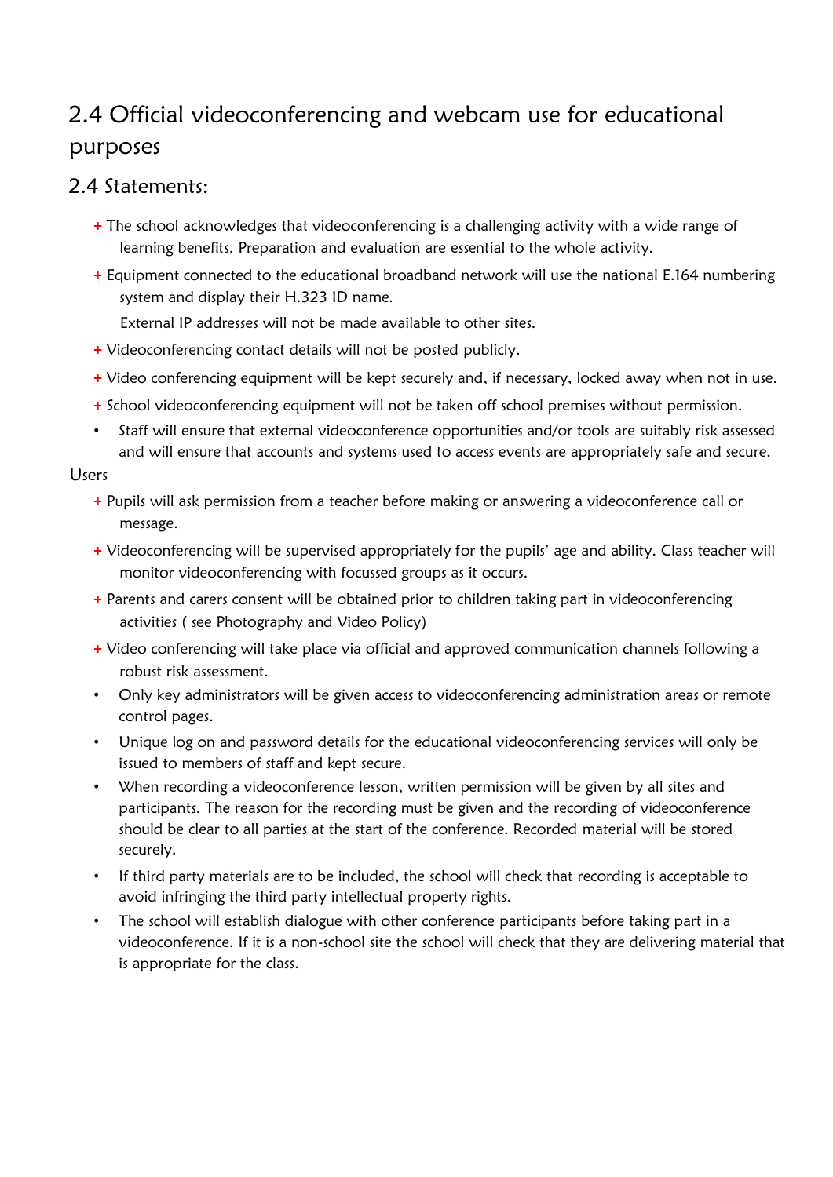## 2.4 Official videoconferencing and webcam use for educational purposes

### 2.4 Statements:

- The school acknowledges that videoconferencing is a challenging activity with a wide range of learning benefits. Preparation and evaluation are essential to the whole activity.
- Equipment connected to the educational broadband network will use the national E.164 numbering system and display their H.323 ID name.

  External IP addresses will not be made available to other sites.
- Videoconferencing contact details will not be posted publicly.
- Video conferencing equipment will be kept securely and, if necessary, locked away when not in use.
- School videoconferencing equipment will not be taken off school premises without permission.
- Staff will ensure that external videoconference opportunities and/or tools are suitably risk assessed and will ensure that accounts and systems used to access events are appropriately safe and secure.

Users

- Pupils will ask permission from a teacher before making or answering a videoconference call or message.
- Videoconferencing will be supervised appropriately for the pupils' age and ability. Class teacher will monitor videoconferencing with focussed groups as it occurs.
- Parents and carers consent will be obtained prior to children taking part in videoconferencing activities ( see Photography and Video Policy)
- Video conferencing will take place via official and approved communication channels following a robust risk assessment.
- Only key administrators will be given access to videoconferencing administration areas or remote control pages.
- Unique log on and password details for the educational videoconferencing services will only be issued to members of staff and kept secure.
- When recording a videoconference lesson, written permission will be given by all sites and participants. The reason for the recording must be given and the recording of videoconference should be clear to all parties at the start of the conference. Recorded material will be stored securely.
- If third party materials are to be included, the school will check that recording is acceptable to avoid infringing the third party intellectual property rights.
- The school will establish dialogue with other conference participants before taking part in a videoconference. If it is a non-school site the school will check that they are delivering material that is appropriate for the class.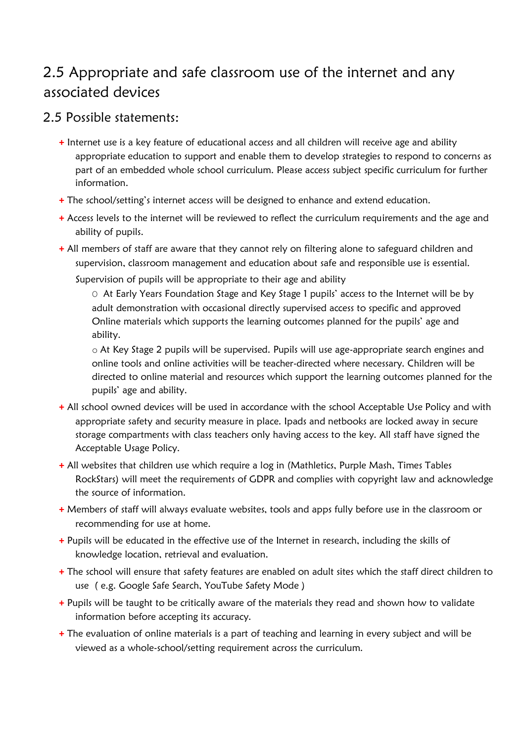## 2.5 Appropriate and safe classroom use of the internet and any associated devices

### 2.5 Possible statements:

- Internet use is a key feature of educational access and all children will receive age and ability appropriate education to support and enable them to develop strategies to respond to concerns as part of an embedded whole school curriculum. Please access subject specific curriculum for further information.
- The school/setting's internet access will be designed to enhance and extend education.
- Access levels to the internet will be reviewed to reflect the curriculum requirements and the age and ability of pupils.
- All members of staff are aware that they cannot rely on filtering alone to safeguard children and supervision, classroom management and education about safe and responsible use is essential.

  Supervision of pupils will be appropriate to their age and ability
  - At Early Years Foundation Stage and Key Stage 1 pupils' access to the Internet will be by adult demonstration with occasional directly supervised access to specific and approved Online materials which supports the learning outcomes planned for the pupils' age and ability.
  - At Key Stage 2 pupils will be supervised. Pupils will use age-appropriate search engines and online tools and online activities will be teacher-directed where necessary. Children will be directed to online material and resources which support the learning outcomes planned for the pupils' age and ability.
- All school owned devices will be used in accordance with the school Acceptable Use Policy and with appropriate safety and security measure in place. Ipads and netbooks are locked away in secure storage compartments with class teachers only having access to the key. All staff have signed the Acceptable Usage Policy.
- All websites that children use which require a log in (Mathletics, Purple Mash, Times Tables RockStars) will meet the requirements of GDPR and complies with copyright law and acknowledge the source of information.
- Members of staff will always evaluate websites, tools and apps fully before use in the classroom or recommending for use at home.
- Pupils will be educated in the effective use of the Internet in research, including the skills of knowledge location, retrieval and evaluation.
- The school will ensure that safety features are enabled on adult sites which the staff direct children to use ( e.g. Google Safe Search, YouTube Safety Mode )
- Pupils will be taught to be critically aware of the materials they read and shown how to validate information before accepting its accuracy.
- The evaluation of online materials is a part of teaching and learning in every subject and will be viewed as a whole-school/setting requirement across the curriculum.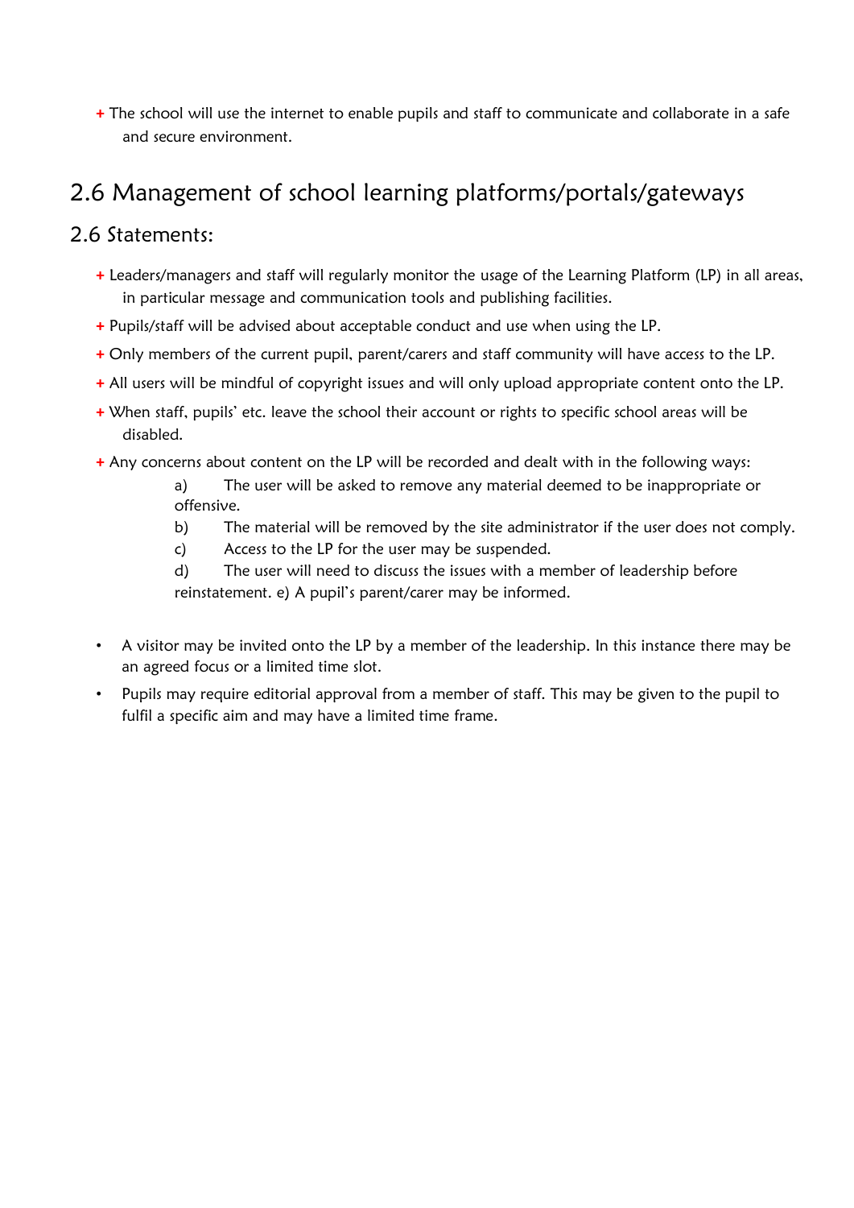- The school will use the internet to enable pupils and staff to communicate and collaborate in a safe and secure environment.

## 2.6 Management of school learning platforms/portals/gateways

### 2.6 Statements:

- Leaders/managers and staff will regularly monitor the usage of the Learning Platform (LP) in all areas, in particular message and communication tools and publishing facilities.
- Pupils/staff will be advised about acceptable conduct and use when using the LP.
- Only members of the current pupil, parent/carers and staff community will have access to the LP.
- All users will be mindful of copyright issues and will only upload appropriate content onto the LP.
- When staff, pupils' etc. leave the school their account or rights to specific school areas will be disabled.
- Any concerns about content on the LP will be recorded and dealt with in the following ways:
  - a) The user will be asked to remove any material deemed to be inappropriate or offensive.
  - b) The material will be removed by the site administrator if the user does not comply.
  - c) Access to the LP for the user may be suspended.
  - d) The user will need to discuss the issues with a member of leadership before reinstatement. e) A pupil's parent/carer may be informed.

- A visitor may be invited onto the LP by a member of the leadership. In this instance there may be an agreed focus or a limited time slot.
- Pupils may require editorial approval from a member of staff. This may be given to the pupil to fulfil a specific aim and may have a limited time frame.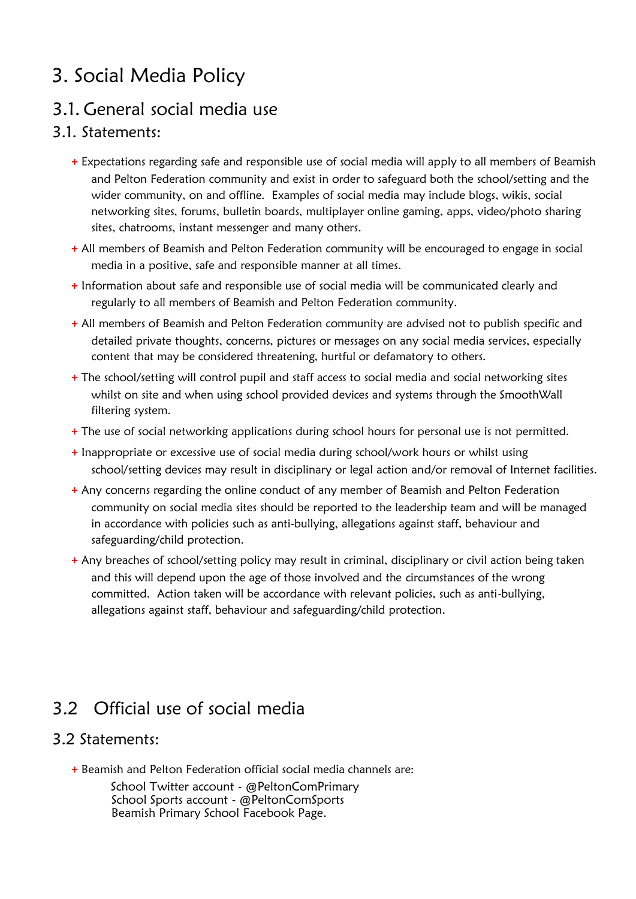# 3. Social Media Policy

## 3.1. General social media use

### 3.1. Statements:

- Expectations regarding safe and responsible use of social media will apply to all members of Beamish and Pelton Federation community and exist in order to safeguard both the school/setting and the wider community, on and offline. Examples of social media may include blogs, wikis, social networking sites, forums, bulletin boards, multiplayer online gaming, apps, video/photo sharing sites, chatrooms, instant messenger and many others.
- All members of Beamish and Pelton Federation community will be encouraged to engage in social media in a positive, safe and responsible manner at all times.
- Information about safe and responsible use of social media will be communicated clearly and regularly to all members of Beamish and Pelton Federation community.
- All members of Beamish and Pelton Federation community are advised not to publish specific and detailed private thoughts, concerns, pictures or messages on any social media services, especially content that may be considered threatening, hurtful or defamatory to others.
- The school/setting will control pupil and staff access to social media and social networking sites whilst on site and when using school provided devices and systems through the SmoothWall filtering system.
- The use of social networking applications during school hours for personal use is not permitted.
- Inappropriate or excessive use of social media during school/work hours or whilst using school/setting devices may result in disciplinary or legal action and/or removal of Internet facilities.
- Any concerns regarding the online conduct of any member of Beamish and Pelton Federation community on social media sites should be reported to the leadership team and will be managed in accordance with policies such as anti-bullying, allegations against staff, behaviour and safeguarding/child protection.
- Any breaches of school/setting policy may result in criminal, disciplinary or civil action being taken and this will depend upon the age of those involved and the circumstances of the wrong committed. Action taken will be accordance with relevant policies, such as anti-bullying, allegations against staff, behaviour and safeguarding/child protection.

## 3.2 Official use of social media

### 3.2 Statements:

- Beamish and Pelton Federation official social media channels are:

  School Twitter account - @PeltonComPrimary
  School Sports account - @PeltonComSports
  Beamish Primary School Facebook Page.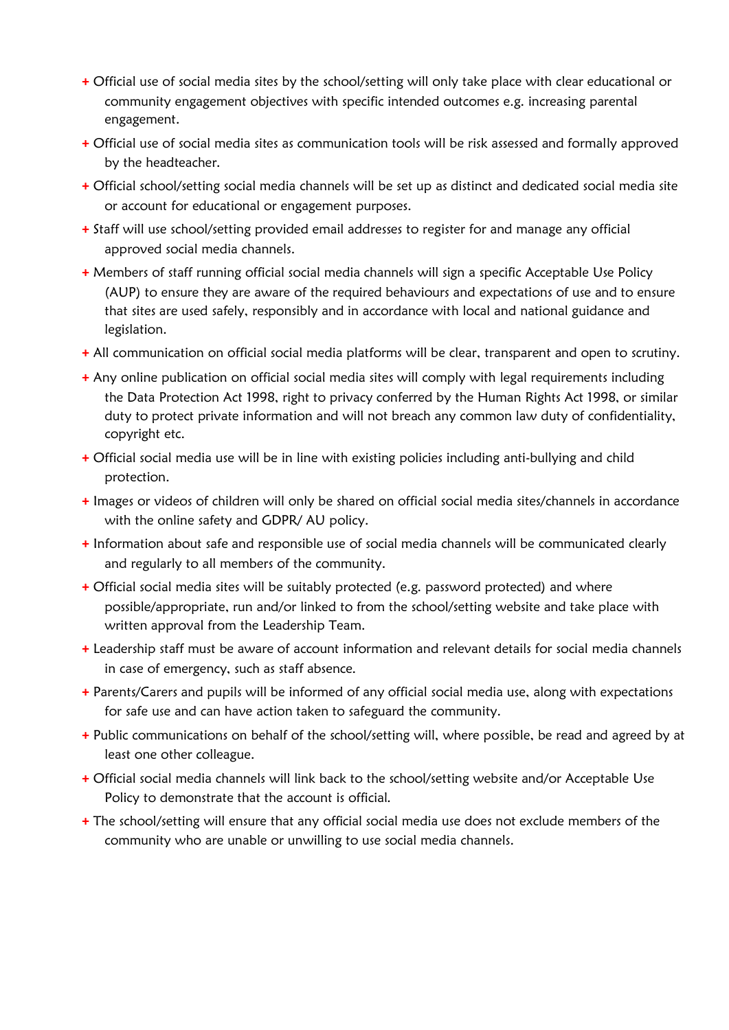- Official use of social media sites by the school/setting will only take place with clear educational or community engagement objectives with specific intended outcomes e.g. increasing parental engagement.
- Official use of social media sites as communication tools will be risk assessed and formally approved by the headteacher.
- Official school/setting social media channels will be set up as distinct and dedicated social media site or account for educational or engagement purposes.
- Staff will use school/setting provided email addresses to register for and manage any official approved social media channels.
- Members of staff running official social media channels will sign a specific Acceptable Use Policy (AUP) to ensure they are aware of the required behaviours and expectations of use and to ensure that sites are used safely, responsibly and in accordance with local and national guidance and legislation.
- All communication on official social media platforms will be clear, transparent and open to scrutiny.
- Any online publication on official social media sites will comply with legal requirements including the Data Protection Act 1998, right to privacy conferred by the Human Rights Act 1998, or similar duty to protect private information and will not breach any common law duty of confidentiality, copyright etc.
- Official social media use will be in line with existing policies including anti-bullying and child protection.
- Images or videos of children will only be shared on official social media sites/channels in accordance with the online safety and GDPR/ AU policy.
- Information about safe and responsible use of social media channels will be communicated clearly and regularly to all members of the community.
- Official social media sites will be suitably protected (e.g. password protected) and where possible/appropriate, run and/or linked to from the school/setting website and take place with written approval from the Leadership Team.
- Leadership staff must be aware of account information and relevant details for social media channels in case of emergency, such as staff absence.
- Parents/Carers and pupils will be informed of any official social media use, along with expectations for safe use and can have action taken to safeguard the community.
- Public communications on behalf of the school/setting will, where possible, be read and agreed by at least one other colleague.
- Official social media channels will link back to the school/setting website and/or Acceptable Use Policy to demonstrate that the account is official.
- The school/setting will ensure that any official social media use does not exclude members of the community who are unable or unwilling to use social media channels.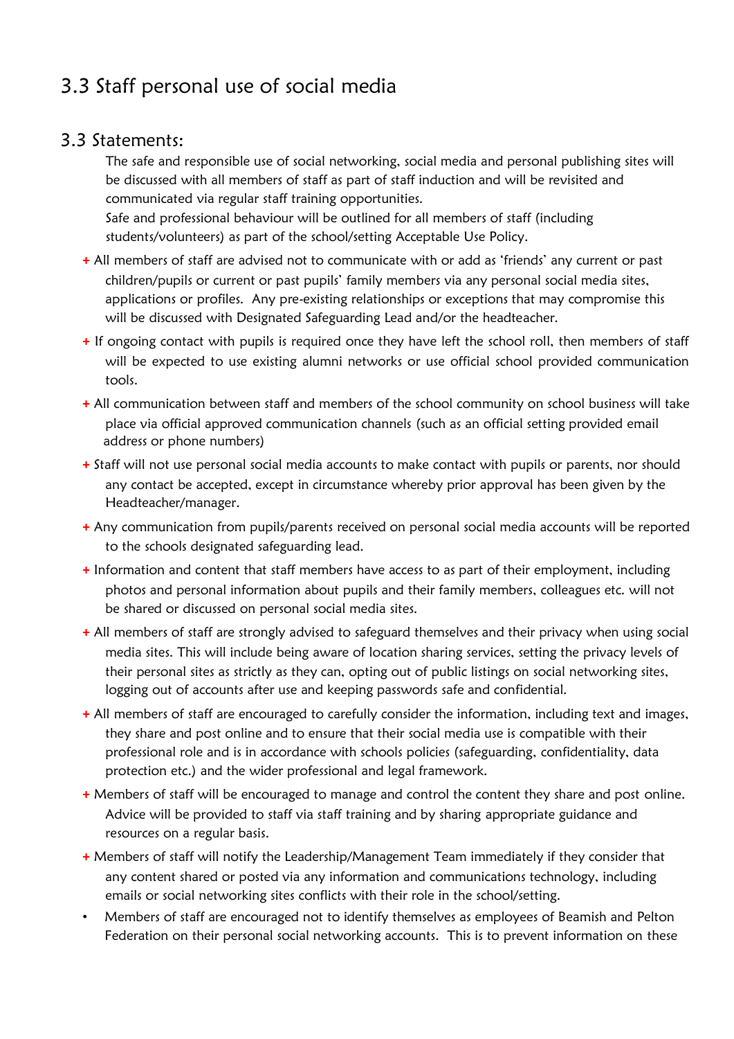## 3.3 Staff personal use of social media

### 3.3 Statements:

The safe and responsible use of social networking, social media and personal publishing sites will be discussed with all members of staff as part of staff induction and will be revisited and communicated via regular staff training opportunities.

Safe and professional behaviour will be outlined for all members of staff (including students/volunteers) as part of the school/setting Acceptable Use Policy.

- All members of staff are advised not to communicate with or add as 'friends' any current or past children/pupils or current or past pupils' family members via any personal social media sites, applications or profiles. Any pre-existing relationships or exceptions that may compromise this will be discussed with Designated Safeguarding Lead and/or the headteacher.
- If ongoing contact with pupils is required once they have left the school roll, then members of staff will be expected to use existing alumni networks or use official school provided communication tools.
- All communication between staff and members of the school community on school business will take place via official approved communication channels (such as an official setting provided email address or phone numbers)
- Staff will not use personal social media accounts to make contact with pupils or parents, nor should any contact be accepted, except in circumstance whereby prior approval has been given by the Headteacher/manager.
- Any communication from pupils/parents received on personal social media accounts will be reported to the schools designated safeguarding lead.
- Information and content that staff members have access to as part of their employment, including photos and personal information about pupils and their family members, colleagues etc. will not be shared or discussed on personal social media sites.
- All members of staff are strongly advised to safeguard themselves and their privacy when using social media sites. This will include being aware of location sharing services, setting the privacy levels of their personal sites as strictly as they can, opting out of public listings on social networking sites, logging out of accounts after use and keeping passwords safe and confidential.
- All members of staff are encouraged to carefully consider the information, including text and images, they share and post online and to ensure that their social media use is compatible with their professional role and is in accordance with schools policies (safeguarding, confidentiality, data protection etc.) and the wider professional and legal framework.
- Members of staff will be encouraged to manage and control the content they share and post online. Advice will be provided to staff via staff training and by sharing appropriate guidance and resources on a regular basis.
- Members of staff will notify the Leadership/Management Team immediately if they consider that any content shared or posted via any information and communications technology, including emails or social networking sites conflicts with their role in the school/setting.
- Members of staff are encouraged not to identify themselves as employees of Beamish and Pelton Federation on their personal social networking accounts. This is to prevent information on these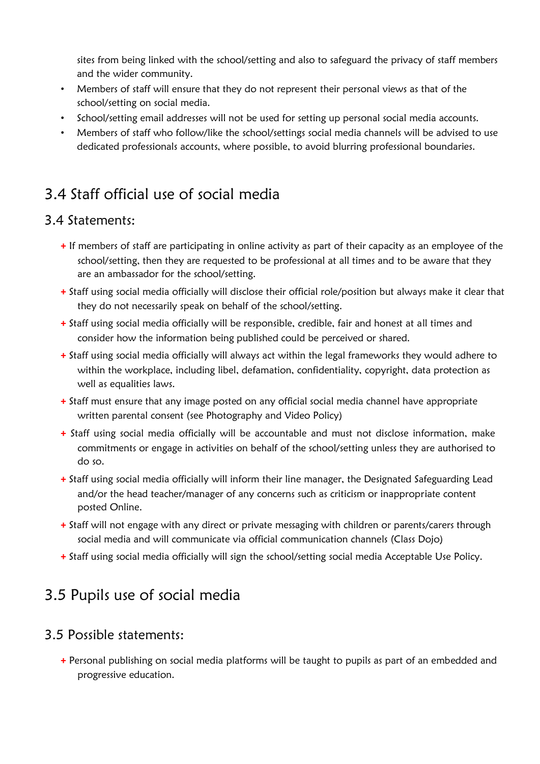sites from being linked with the school/setting and also to safeguard the privacy of staff members and the wider community.

- Members of staff will ensure that they do not represent their personal views as that of the school/setting on social media.
- School/setting email addresses will not be used for setting up personal social media accounts.
- Members of staff who follow/like the school/settings social media channels will be advised to use dedicated professionals accounts, where possible, to avoid blurring professional boundaries.

## 3.4 Staff official use of social media

### 3.4 Statements:

- If members of staff are participating in online activity as part of their capacity as an employee of the school/setting, then they are requested to be professional at all times and to be aware that they are an ambassador for the school/setting.
- Staff using social media officially will disclose their official role/position but always make it clear that they do not necessarily speak on behalf of the school/setting.
- Staff using social media officially will be responsible, credible, fair and honest at all times and consider how the information being published could be perceived or shared.
- Staff using social media officially will always act within the legal frameworks they would adhere to within the workplace, including libel, defamation, confidentiality, copyright, data protection as well as equalities laws.
- Staff must ensure that any image posted on any official social media channel have appropriate written parental consent (see Photography and Video Policy)
- Staff using social media officially will be accountable and must not disclose information, make commitments or engage in activities on behalf of the school/setting unless they are authorised to do so.
- Staff using social media officially will inform their line manager, the Designated Safeguarding Lead and/or the head teacher/manager of any concerns such as criticism or inappropriate content posted Online.
- Staff will not engage with any direct or private messaging with children or parents/carers through social media and will communicate via official communication channels (Class Dojo)
- Staff using social media officially will sign the school/setting social media Acceptable Use Policy.

## 3.5 Pupils use of social media

### 3.5 Possible statements:

- Personal publishing on social media platforms will be taught to pupils as part of an embedded and progressive education.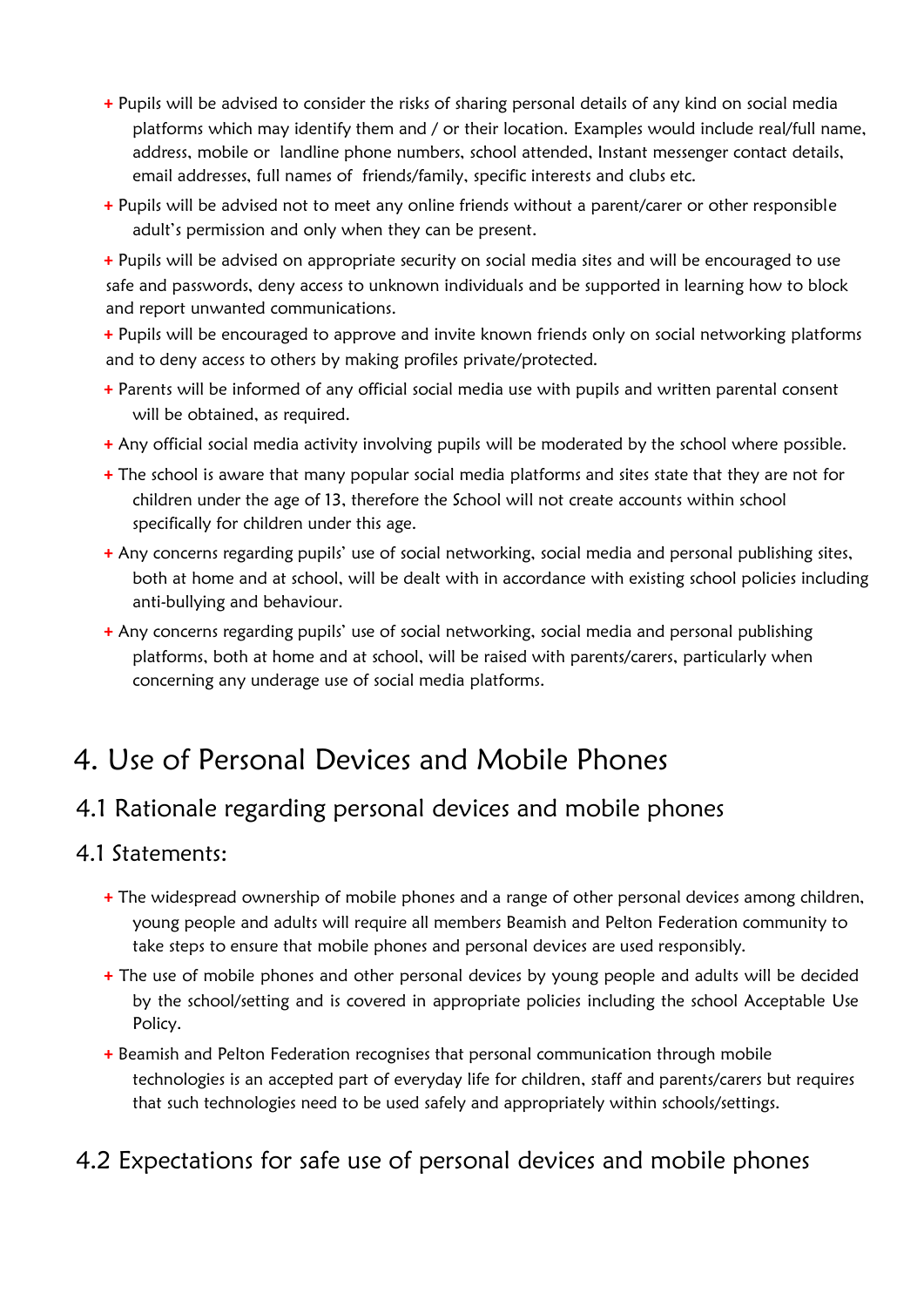- Pupils will be advised to consider the risks of sharing personal details of any kind on social media platforms which may identify them and / or their location. Examples would include real/full name, address, mobile or landline phone numbers, school attended, Instant messenger contact details, email addresses, full names of friends/family, specific interests and clubs etc.
- Pupils will be advised not to meet any online friends without a parent/carer or other responsible adult's permission and only when they can be present.
- Pupils will be advised on appropriate security on social media sites and will be encouraged to use safe and passwords, deny access to unknown individuals and be supported in learning how to block and report unwanted communications.
- Pupils will be encouraged to approve and invite known friends only on social networking platforms and to deny access to others by making profiles private/protected.
- Parents will be informed of any official social media use with pupils and written parental consent will be obtained, as required.
- Any official social media activity involving pupils will be moderated by the school where possible.
- The school is aware that many popular social media platforms and sites state that they are not for children under the age of 13, therefore the School will not create accounts within school specifically for children under this age.
- Any concerns regarding pupils' use of social networking, social media and personal publishing sites, both at home and at school, will be dealt with in accordance with existing school policies including anti-bullying and behaviour.
- Any concerns regarding pupils' use of social networking, social media and personal publishing platforms, both at home and at school, will be raised with parents/carers, particularly when concerning any underage use of social media platforms.

# 4. Use of Personal Devices and Mobile Phones

## 4.1 Rationale regarding personal devices and mobile phones

### 4.1 Statements:

- The widespread ownership of mobile phones and a range of other personal devices among children, young people and adults will require all members Beamish and Pelton Federation community to take steps to ensure that mobile phones and personal devices are used responsibly.
- The use of mobile phones and other personal devices by young people and adults will be decided by the school/setting and is covered in appropriate policies including the school Acceptable Use Policy.
- Beamish and Pelton Federation recognises that personal communication through mobile technologies is an accepted part of everyday life for children, staff and parents/carers but requires that such technologies need to be used safely and appropriately within schools/settings.

## 4.2 Expectations for safe use of personal devices and mobile phones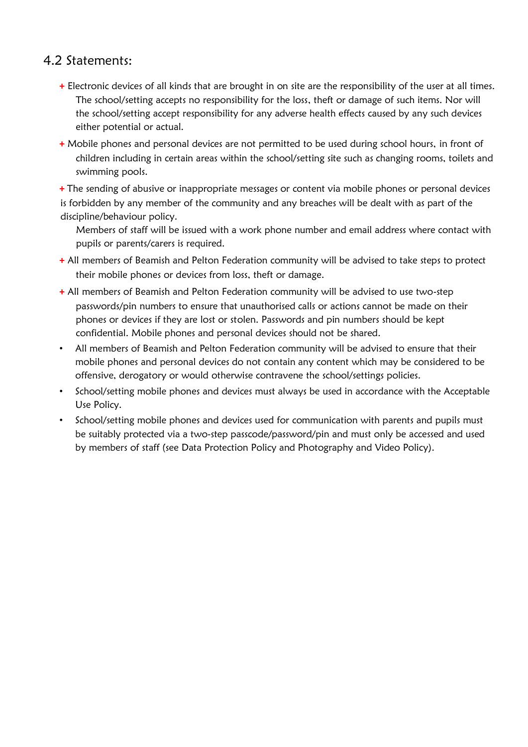## 4.2 Statements:

- Electronic devices of all kinds that are brought in on site are the responsibility of the user at all times. The school/setting accepts no responsibility for the loss, theft or damage of such items. Nor will the school/setting accept responsibility for any adverse health effects caused by any such devices either potential or actual.
- Mobile phones and personal devices are not permitted to be used during school hours, in front of children including in certain areas within the school/setting site such as changing rooms, toilets and swimming pools.
- The sending of abusive or inappropriate messages or content via mobile phones or personal devices is forbidden by any member of the community and any breaches will be dealt with as part of the discipline/behaviour policy.

  Members of staff will be issued with a work phone number and email address where contact with pupils or parents/carers is required.
- All members of Beamish and Pelton Federation community will be advised to take steps to protect their mobile phones or devices from loss, theft or damage.
- All members of Beamish and Pelton Federation community will be advised to use two-step passwords/pin numbers to ensure that unauthorised calls or actions cannot be made on their phones or devices if they are lost or stolen. Passwords and pin numbers should be kept confidential. Mobile phones and personal devices should not be shared.
- All members of Beamish and Pelton Federation community will be advised to ensure that their mobile phones and personal devices do not contain any content which may be considered to be offensive, derogatory or would otherwise contravene the school/settings policies.
- School/setting mobile phones and devices must always be used in accordance with the Acceptable Use Policy.
- School/setting mobile phones and devices used for communication with parents and pupils must be suitably protected via a two-step passcode/password/pin and must only be accessed and used by members of staff (see Data Protection Policy and Photography and Video Policy).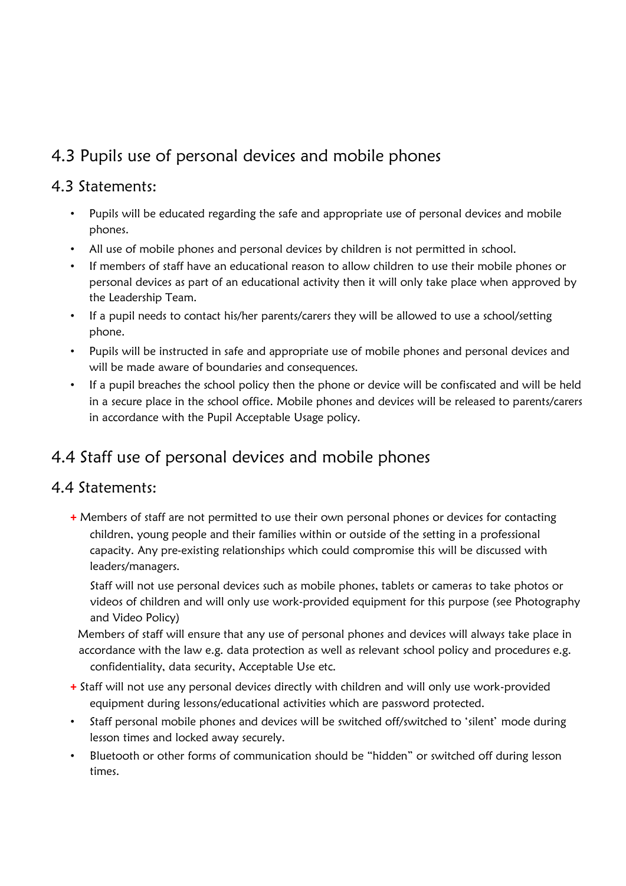## 4.3 Pupils use of personal devices and mobile phones

### 4.3 Statements:

- Pupils will be educated regarding the safe and appropriate use of personal devices and mobile phones.
- All use of mobile phones and personal devices by children is not permitted in school.
- If members of staff have an educational reason to allow children to use their mobile phones or personal devices as part of an educational activity then it will only take place when approved by the Leadership Team.
- If a pupil needs to contact his/her parents/carers they will be allowed to use a school/setting phone.
- Pupils will be instructed in safe and appropriate use of mobile phones and personal devices and will be made aware of boundaries and consequences.
- If a pupil breaches the school policy then the phone or device will be confiscated and will be held in a secure place in the school office. Mobile phones and devices will be released to parents/carers in accordance with the Pupil Acceptable Usage policy.

## 4.4 Staff use of personal devices and mobile phones

### 4.4 Statements:

- Members of staff are not permitted to use their own personal phones or devices for contacting children, young people and their families within or outside of the setting in a professional capacity. Any pre-existing relationships which could compromise this will be discussed with leaders/managers.

  Staff will not use personal devices such as mobile phones, tablets or cameras to take photos or videos of children and will only use work-provided equipment for this purpose (see Photography and Video Policy)

  Members of staff will ensure that any use of personal phones and devices will always take place in accordance with the law e.g. data protection as well as relevant school policy and procedures e.g. confidentiality, data security, Acceptable Use etc.
- Staff will not use any personal devices directly with children and will only use work-provided equipment during lessons/educational activities which are password protected.
- Staff personal mobile phones and devices will be switched off/switched to 'silent' mode during lesson times and locked away securely.
- Bluetooth or other forms of communication should be "hidden" or switched off during lesson times.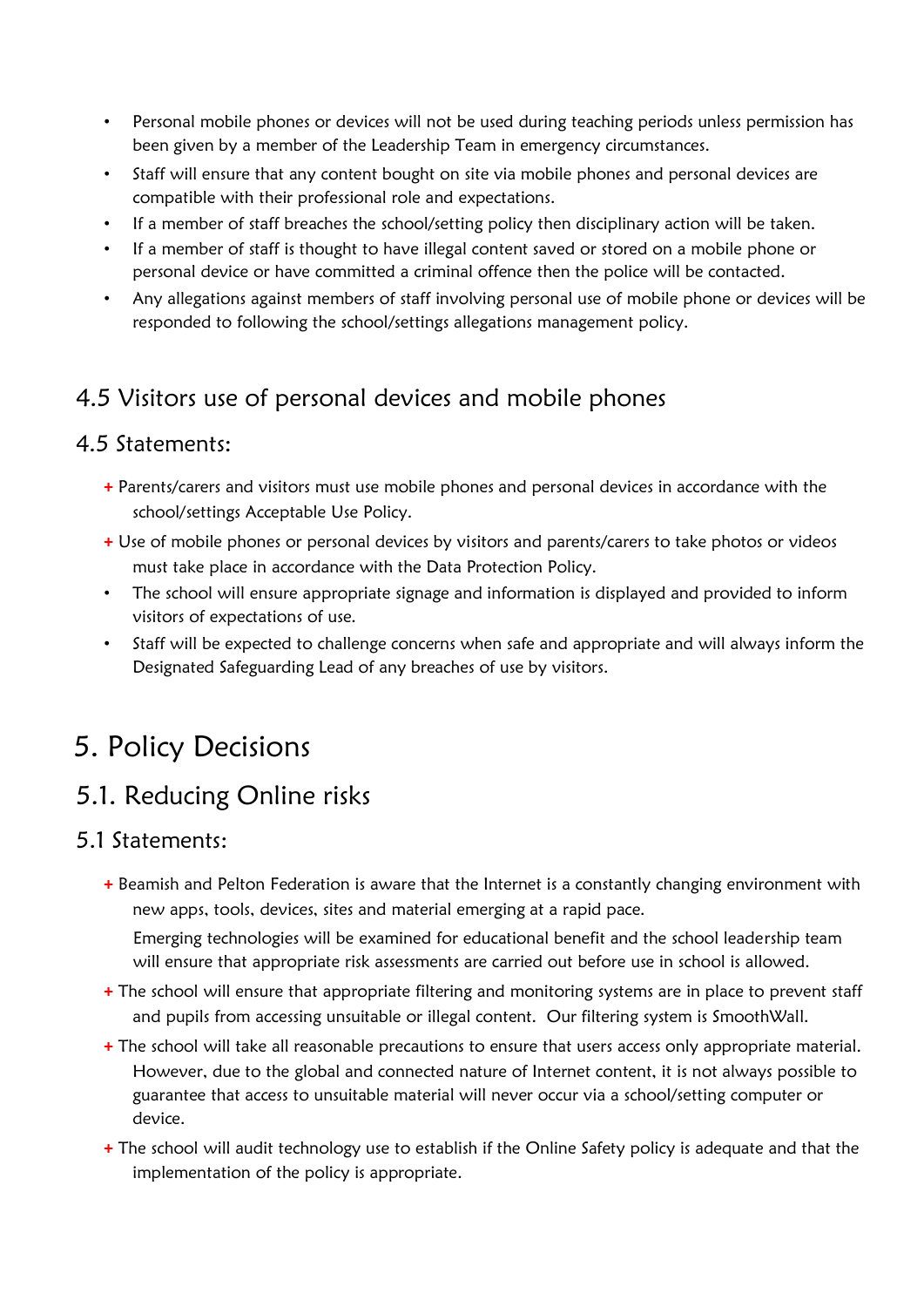- Personal mobile phones or devices will not be used during teaching periods unless permission has been given by a member of the Leadership Team in emergency circumstances.
- Staff will ensure that any content bought on site via mobile phones and personal devices are compatible with their professional role and expectations.
- If a member of staff breaches the school/setting policy then disciplinary action will be taken.
- If a member of staff is thought to have illegal content saved or stored on a mobile phone or personal device or have committed a criminal offence then the police will be contacted.
- Any allegations against members of staff involving personal use of mobile phone or devices will be responded to following the school/settings allegations management policy.

## 4.5 Visitors use of personal devices and mobile phones

### 4.5 Statements:

- Parents/carers and visitors must use mobile phones and personal devices in accordance with the school/settings Acceptable Use Policy.
- Use of mobile phones or personal devices by visitors and parents/carers to take photos or videos must take place in accordance with the Data Protection Policy.
- The school will ensure appropriate signage and information is displayed and provided to inform visitors of expectations of use.
- Staff will be expected to challenge concerns when safe and appropriate and will always inform the Designated Safeguarding Lead of any breaches of use by visitors.

# 5. Policy Decisions

## 5.1. Reducing Online risks

### 5.1 Statements:

- Beamish and Pelton Federation is aware that the Internet is a constantly changing environment with new apps, tools, devices, sites and material emerging at a rapid pace.

  Emerging technologies will be examined for educational benefit and the school leadership team will ensure that appropriate risk assessments are carried out before use in school is allowed.
- The school will ensure that appropriate filtering and monitoring systems are in place to prevent staff and pupils from accessing unsuitable or illegal content. Our filtering system is SmoothWall.
- The school will take all reasonable precautions to ensure that users access only appropriate material. However, due to the global and connected nature of Internet content, it is not always possible to guarantee that access to unsuitable material will never occur via a school/setting computer or device.
- The school will audit technology use to establish if the Online Safety policy is adequate and that the implementation of the policy is appropriate.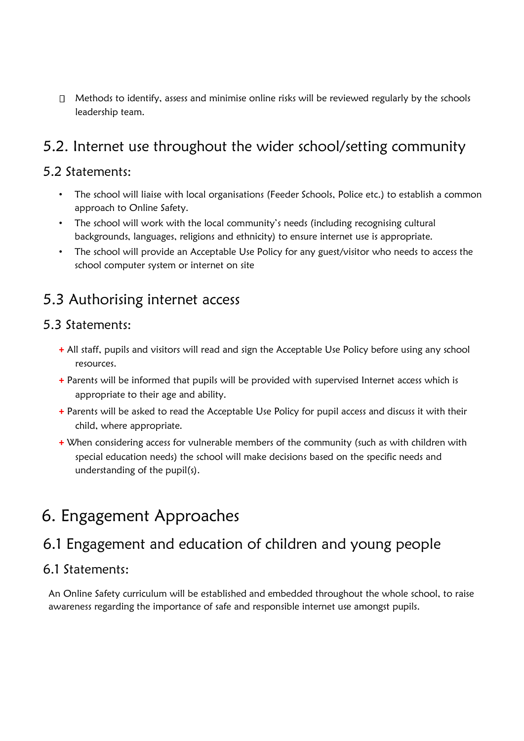- Methods to identify, assess and minimise online risks will be reviewed regularly by the schools leadership team.

## 5.2. Internet use throughout the wider school/setting community

### 5.2 Statements:

- The school will liaise with local organisations (Feeder Schools, Police etc.) to establish a common approach to Online Safety.
- The school will work with the local community's needs (including recognising cultural backgrounds, languages, religions and ethnicity) to ensure internet use is appropriate.
- The school will provide an Acceptable Use Policy for any guest/visitor who needs to access the school computer system or internet on site

## 5.3 Authorising internet access

### 5.3 Statements:

- All staff, pupils and visitors will read and sign the Acceptable Use Policy before using any school resources.
- Parents will be informed that pupils will be provided with supervised Internet access which is appropriate to their age and ability.
- Parents will be asked to read the Acceptable Use Policy for pupil access and discuss it with their child, where appropriate.
- When considering access for vulnerable members of the community (such as with children with special education needs) the school will make decisions based on the specific needs and understanding of the pupil(s).

# 6. Engagement Approaches

## 6.1 Engagement and education of children and young people

### 6.1 Statements:

An Online Safety curriculum will be established and embedded throughout the whole school, to raise awareness regarding the importance of safe and responsible internet use amongst pupils.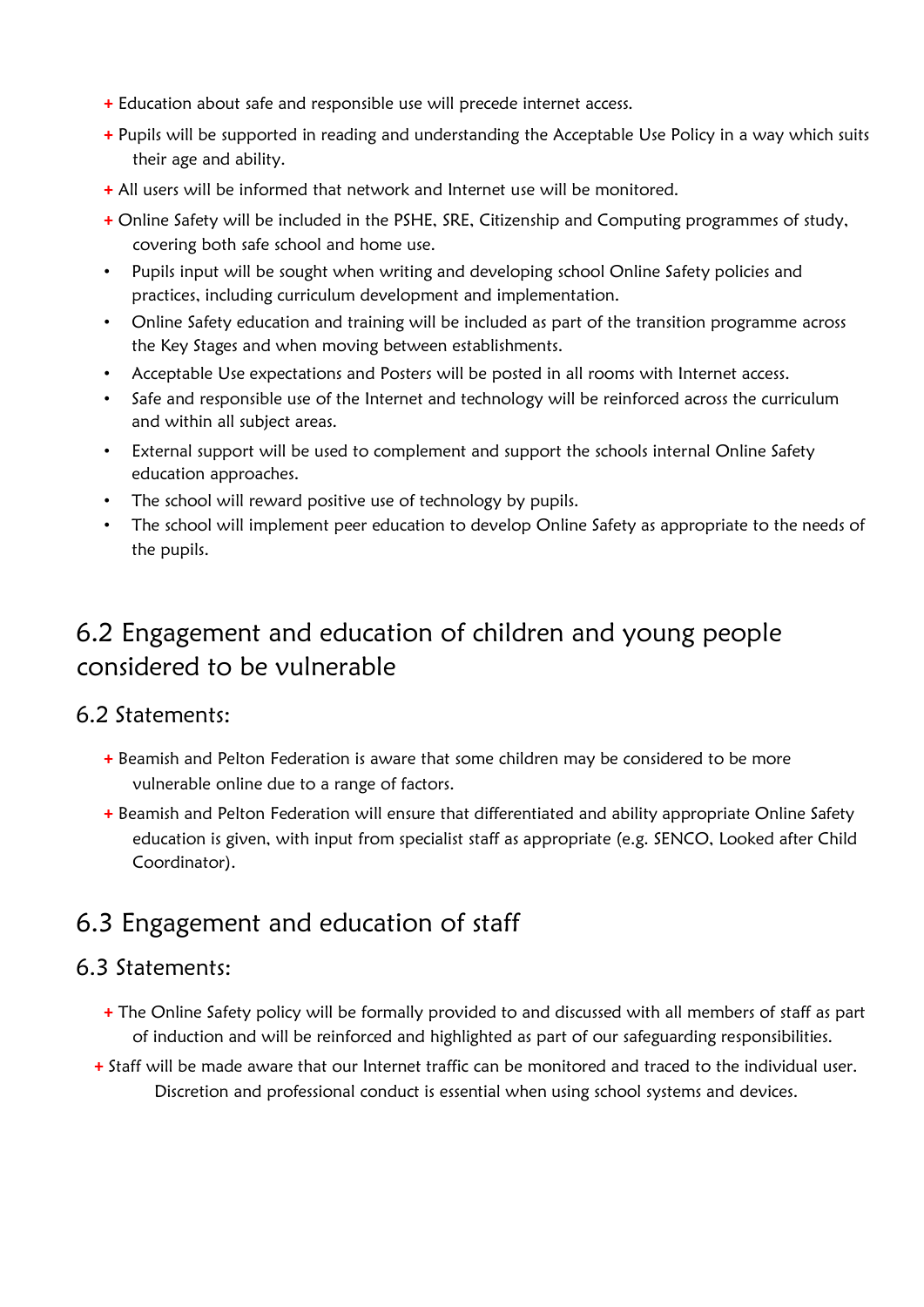- Education about safe and responsible use will precede internet access.
- Pupils will be supported in reading and understanding the Acceptable Use Policy in a way which suits their age and ability.
- All users will be informed that network and Internet use will be monitored.
- Online Safety will be included in the PSHE, SRE, Citizenship and Computing programmes of study, covering both safe school and home use.
- Pupils input will be sought when writing and developing school Online Safety policies and practices, including curriculum development and implementation.
- Online Safety education and training will be included as part of the transition programme across the Key Stages and when moving between establishments.
- Acceptable Use expectations and Posters will be posted in all rooms with Internet access.
- Safe and responsible use of the Internet and technology will be reinforced across the curriculum and within all subject areas.
- External support will be used to complement and support the schools internal Online Safety education approaches.
- The school will reward positive use of technology by pupils.
- The school will implement peer education to develop Online Safety as appropriate to the needs of the pupils.

## 6.2 Engagement and education of children and young people considered to be vulnerable

### 6.2 Statements:

- Beamish and Pelton Federation is aware that some children may be considered to be more vulnerable online due to a range of factors.
- Beamish and Pelton Federation will ensure that differentiated and ability appropriate Online Safety education is given, with input from specialist staff as appropriate (e.g. SENCO, Looked after Child Coordinator).

## 6.3 Engagement and education of staff

### 6.3 Statements:

- The Online Safety policy will be formally provided to and discussed with all members of staff as part of induction and will be reinforced and highlighted as part of our safeguarding responsibilities.
- Staff will be made aware that our Internet traffic can be monitored and traced to the individual user. Discretion and professional conduct is essential when using school systems and devices.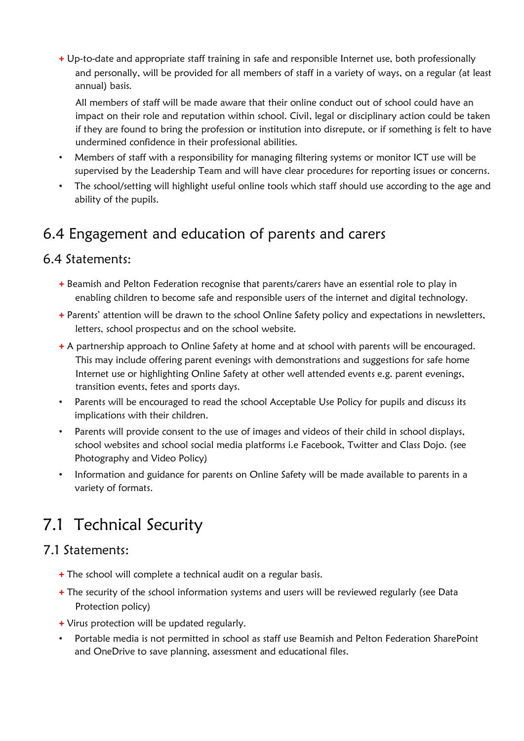- + Up-to-date and appropriate staff training in safe and responsible Internet use, both professionally and personally, will be provided for all members of staff in a variety of ways, on a regular (at least annual) basis.

  All members of staff will be made aware that their online conduct out of school could have an impact on their role and reputation within school. Civil, legal or disciplinary action could be taken if they are found to bring the profession or institution into disrepute, or if something is felt to have undermined confidence in their professional abilities.
- Members of staff with a responsibility for managing filtering systems or monitor ICT use will be supervised by the Leadership Team and will have clear procedures for reporting issues or concerns.
- The school/setting will highlight useful online tools which staff should use according to the age and ability of the pupils.

## 6.4 Engagement and education of parents and carers

### 6.4 Statements:

- + Beamish and Pelton Federation recognise that parents/carers have an essential role to play in enabling children to become safe and responsible users of the internet and digital technology.
- + Parents' attention will be drawn to the school Online Safety policy and expectations in newsletters, letters, school prospectus and on the school website.
- + A partnership approach to Online Safety at home and at school with parents will be encouraged. This may include offering parent evenings with demonstrations and suggestions for safe home Internet use or highlighting Online Safety at other well attended events e.g. parent evenings, transition events, fetes and sports days.
- Parents will be encouraged to read the school Acceptable Use Policy for pupils and discuss its implications with their children.
- Parents will provide consent to the use of images and videos of their child in school displays, school websites and school social media platforms i.e Facebook, Twitter and Class Dojo. (see Photography and Video Policy)
- Information and guidance for parents on Online Safety will be made available to parents in a variety of formats.

# 7.1 Technical Security

### 7.1 Statements:

- + The school will complete a technical audit on a regular basis.
- + The security of the school information systems and users will be reviewed regularly (see Data Protection policy)
- + Virus protection will be updated regularly.
- Portable media is not permitted in school as staff use Beamish and Pelton Federation SharePoint and OneDrive to save planning, assessment and educational files.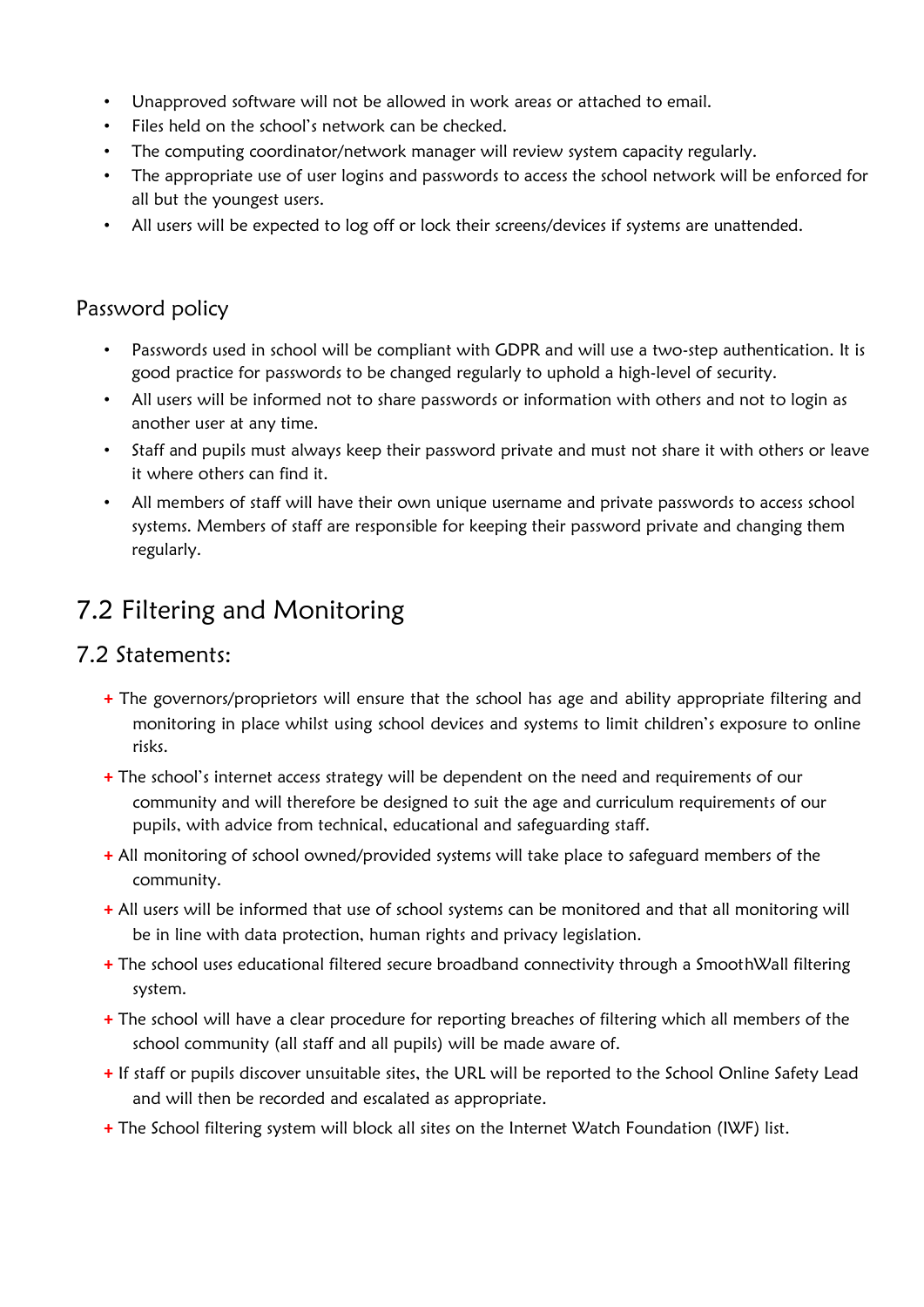- Unapproved software will not be allowed in work areas or attached to email.
- Files held on the school's network can be checked.
- The computing coordinator/network manager will review system capacity regularly.
- The appropriate use of user logins and passwords to access the school network will be enforced for all but the youngest users.
- All users will be expected to log off or lock their screens/devices if systems are unattended.

### Password policy

- Passwords used in school will be compliant with GDPR and will use a two-step authentication. It is good practice for passwords to be changed regularly to uphold a high-level of security.
- All users will be informed not to share passwords or information with others and not to login as another user at any time.
- Staff and pupils must always keep their password private and must not share it with others or leave it where others can find it.
- All members of staff will have their own unique username and private passwords to access school systems. Members of staff are responsible for keeping their password private and changing them regularly.

## 7.2 Filtering and Monitoring

### 7.2 Statements:

+ The governors/proprietors will ensure that the school has age and ability appropriate filtering and monitoring in place whilst using school devices and systems to limit children's exposure to online risks.
+ The school's internet access strategy will be dependent on the need and requirements of our community and will therefore be designed to suit the age and curriculum requirements of our pupils, with advice from technical, educational and safeguarding staff.
+ All monitoring of school owned/provided systems will take place to safeguard members of the community.
+ All users will be informed that use of school systems can be monitored and that all monitoring will be in line with data protection, human rights and privacy legislation.
+ The school uses educational filtered secure broadband connectivity through a SmoothWall filtering system.
+ The school will have a clear procedure for reporting breaches of filtering which all members of the school community (all staff and all pupils) will be made aware of.
+ If staff or pupils discover unsuitable sites, the URL will be reported to the School Online Safety Lead and will then be recorded and escalated as appropriate.
+ The School filtering system will block all sites on the Internet Watch Foundation (IWF) list.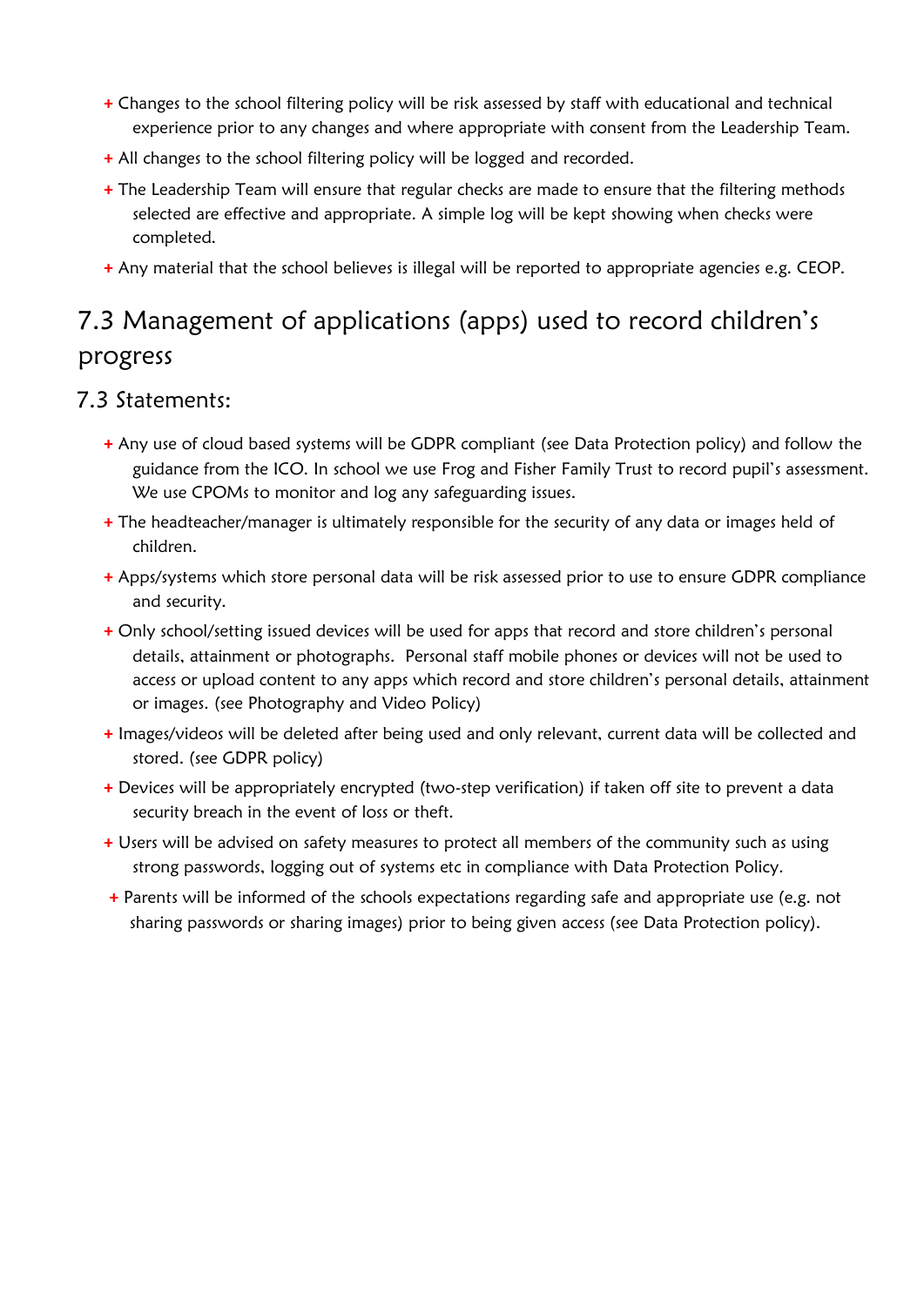- Changes to the school filtering policy will be risk assessed by staff with educational and technical experience prior to any changes and where appropriate with consent from the Leadership Team.
- All changes to the school filtering policy will be logged and recorded.
- The Leadership Team will ensure that regular checks are made to ensure that the filtering methods selected are effective and appropriate. A simple log will be kept showing when checks were completed.
- Any material that the school believes is illegal will be reported to appropriate agencies e.g. CEOP.

## 7.3 Management of applications (apps) used to record children's progress

### 7.3 Statements:

- Any use of cloud based systems will be GDPR compliant (see Data Protection policy) and follow the guidance from the ICO. In school we use Frog and Fisher Family Trust to record pupil's assessment. We use CPOMs to monitor and log any safeguarding issues.
- The headteacher/manager is ultimately responsible for the security of any data or images held of children.
- Apps/systems which store personal data will be risk assessed prior to use to ensure GDPR compliance and security.
- Only school/setting issued devices will be used for apps that record and store children's personal details, attainment or photographs. Personal staff mobile phones or devices will not be used to access or upload content to any apps which record and store children's personal details, attainment or images. (see Photography and Video Policy)
- Images/videos will be deleted after being used and only relevant, current data will be collected and stored. (see GDPR policy)
- Devices will be appropriately encrypted (two-step verification) if taken off site to prevent a data security breach in the event of loss or theft.
- Users will be advised on safety measures to protect all members of the community such as using strong passwords, logging out of systems etc in compliance with Data Protection Policy.
- Parents will be informed of the schools expectations regarding safe and appropriate use (e.g. not sharing passwords or sharing images) prior to being given access (see Data Protection policy).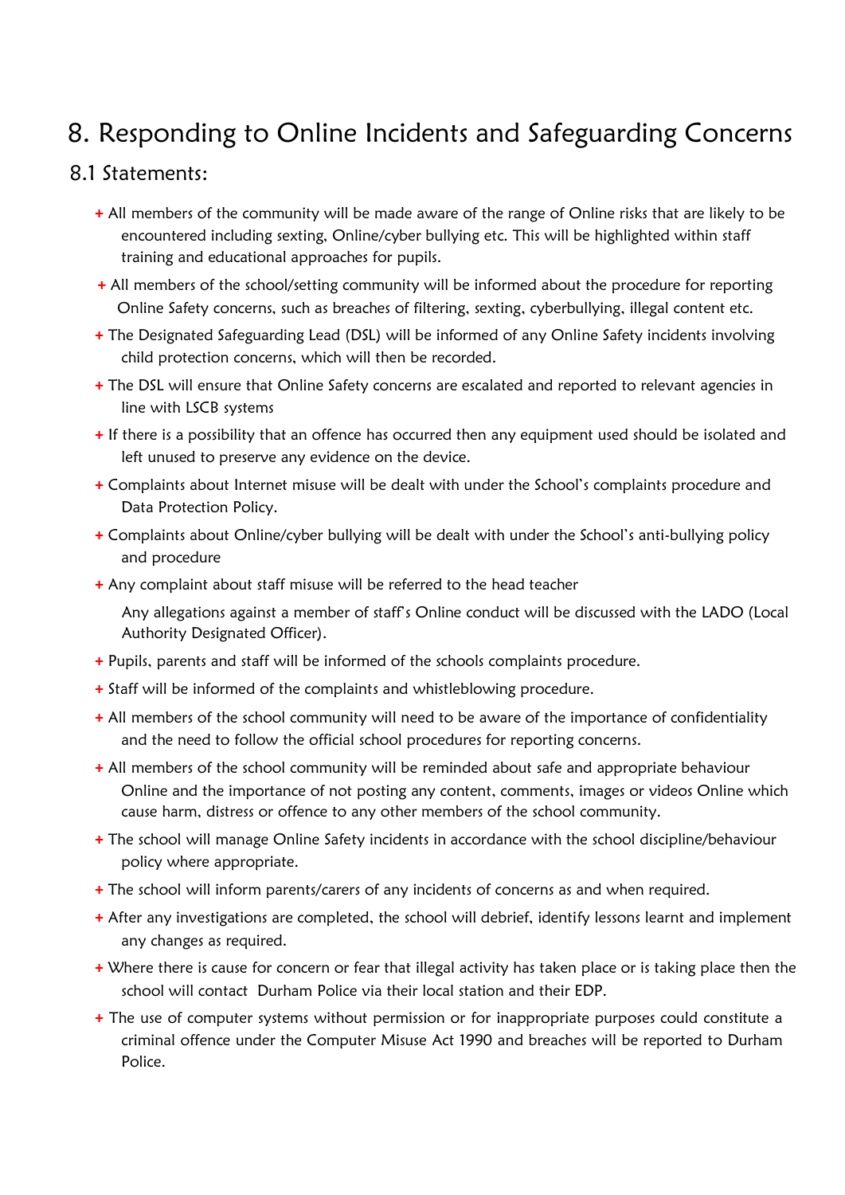# 8. Responding to Online Incidents and Safeguarding Concerns

## 8.1 Statements:

- All members of the community will be made aware of the range of Online risks that are likely to be encountered including sexting, Online/cyber bullying etc. This will be highlighted within staff training and educational approaches for pupils.
- All members of the school/setting community will be informed about the procedure for reporting Online Safety concerns, such as breaches of filtering, sexting, cyberbullying, illegal content etc.
- The Designated Safeguarding Lead (DSL) will be informed of any Online Safety incidents involving child protection concerns, which will then be recorded.
- The DSL will ensure that Online Safety concerns are escalated and reported to relevant agencies in line with LSCB systems
- If there is a possibility that an offence has occurred then any equipment used should be isolated and left unused to preserve any evidence on the device.
- Complaints about Internet misuse will be dealt with under the School's complaints procedure and Data Protection Policy.
- Complaints about Online/cyber bullying will be dealt with under the School's anti-bullying policy and procedure
- Any complaint about staff misuse will be referred to the head teacher

  Any allegations against a member of staff's Online conduct will be discussed with the LADO (Local Authority Designated Officer).
- Pupils, parents and staff will be informed of the schools complaints procedure.
- Staff will be informed of the complaints and whistleblowing procedure.
- All members of the school community will need to be aware of the importance of confidentiality and the need to follow the official school procedures for reporting concerns.
- All members of the school community will be reminded about safe and appropriate behaviour Online and the importance of not posting any content, comments, images or videos Online which cause harm, distress or offence to any other members of the school community.
- The school will manage Online Safety incidents in accordance with the school discipline/behaviour policy where appropriate.
- The school will inform parents/carers of any incidents of concerns as and when required.
- After any investigations are completed, the school will debrief, identify lessons learnt and implement any changes as required.
- Where there is cause for concern or fear that illegal activity has taken place or is taking place then the school will contact Durham Police via their local station and their EDP.
- The use of computer systems without permission or for inappropriate purposes could constitute a criminal offence under the Computer Misuse Act 1990 and breaches will be reported to Durham Police.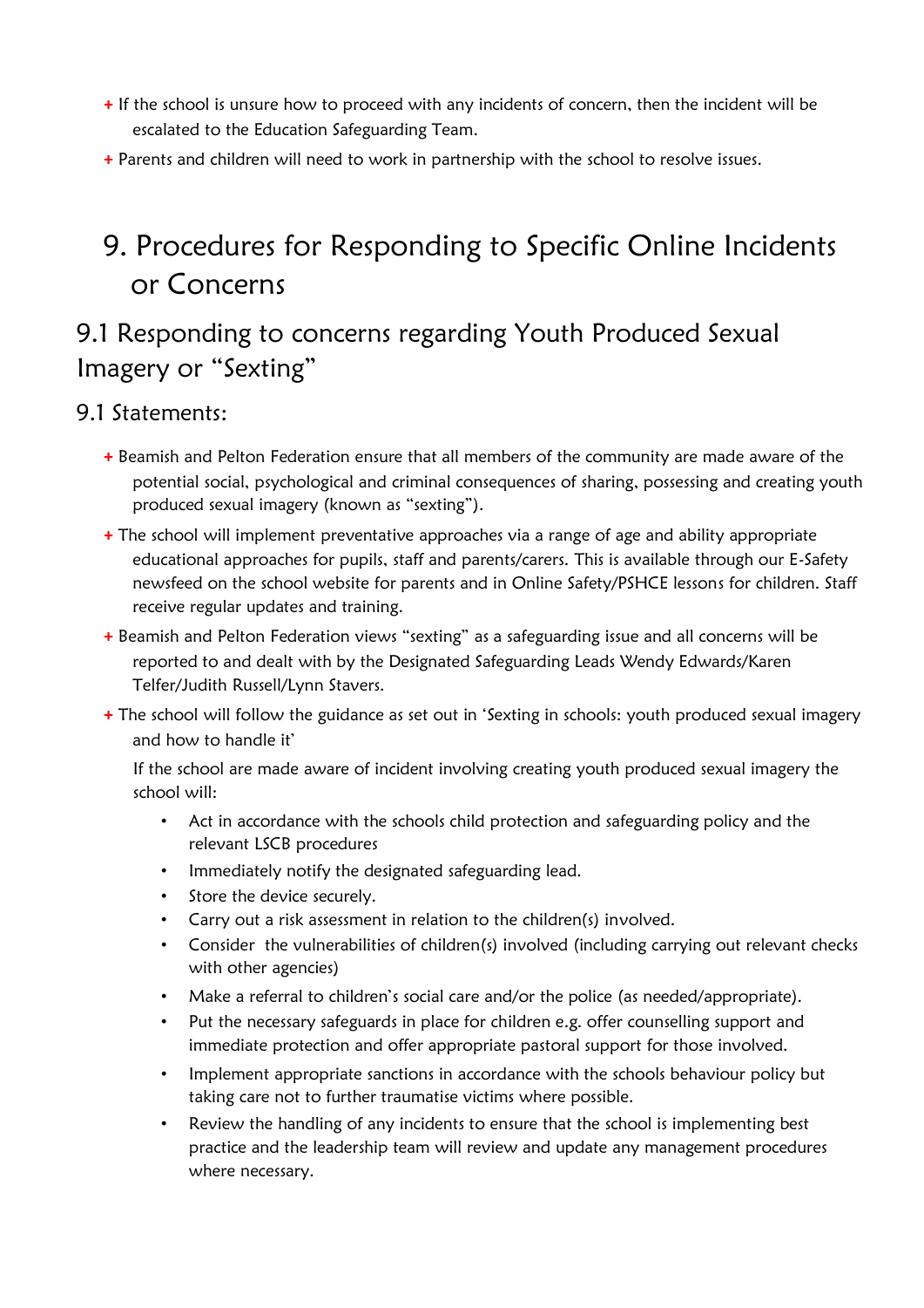- If the school is unsure how to proceed with any incidents of concern, then the incident will be escalated to the Education Safeguarding Team.
- Parents and children will need to work in partnership with the school to resolve issues.

# 9. Procedures for Responding to Specific Online Incidents or Concerns

## 9.1 Responding to concerns regarding Youth Produced Sexual Imagery or "Sexting"

### 9.1 Statements:

- Beamish and Pelton Federation ensure that all members of the community are made aware of the potential social, psychological and criminal consequences of sharing, possessing and creating youth produced sexual imagery (known as "sexting").
- The school will implement preventative approaches via a range of age and ability appropriate educational approaches for pupils, staff and parents/carers. This is available through our E-Safety newsfeed on the school website for parents and in Online Safety/PSHCE lessons for children. Staff receive regular updates and training.
- Beamish and Pelton Federation views "sexting" as a safeguarding issue and all concerns will be reported to and dealt with by the Designated Safeguarding Leads Wendy Edwards/Karen Telfer/Judith Russell/Lynn Stavers.
- The school will follow the guidance as set out in 'Sexting in schools: youth produced sexual imagery and how to handle it'

  If the school are made aware of incident involving creating youth produced sexual imagery the school will:

  - Act in accordance with the schools child protection and safeguarding policy and the relevant LSCB procedures
  - Immediately notify the designated safeguarding lead.
  - Store the device securely.
  - Carry out a risk assessment in relation to the children(s) involved.
  - Consider the vulnerabilities of children(s) involved (including carrying out relevant checks with other agencies)
  - Make a referral to children's social care and/or the police (as needed/appropriate).
  - Put the necessary safeguards in place for children e.g. offer counselling support and immediate protection and offer appropriate pastoral support for those involved.
  - Implement appropriate sanctions in accordance with the schools behaviour policy but taking care not to further traumatise victims where possible.
  - Review the handling of any incidents to ensure that the school is implementing best practice and the leadership team will review and update any management procedures where necessary.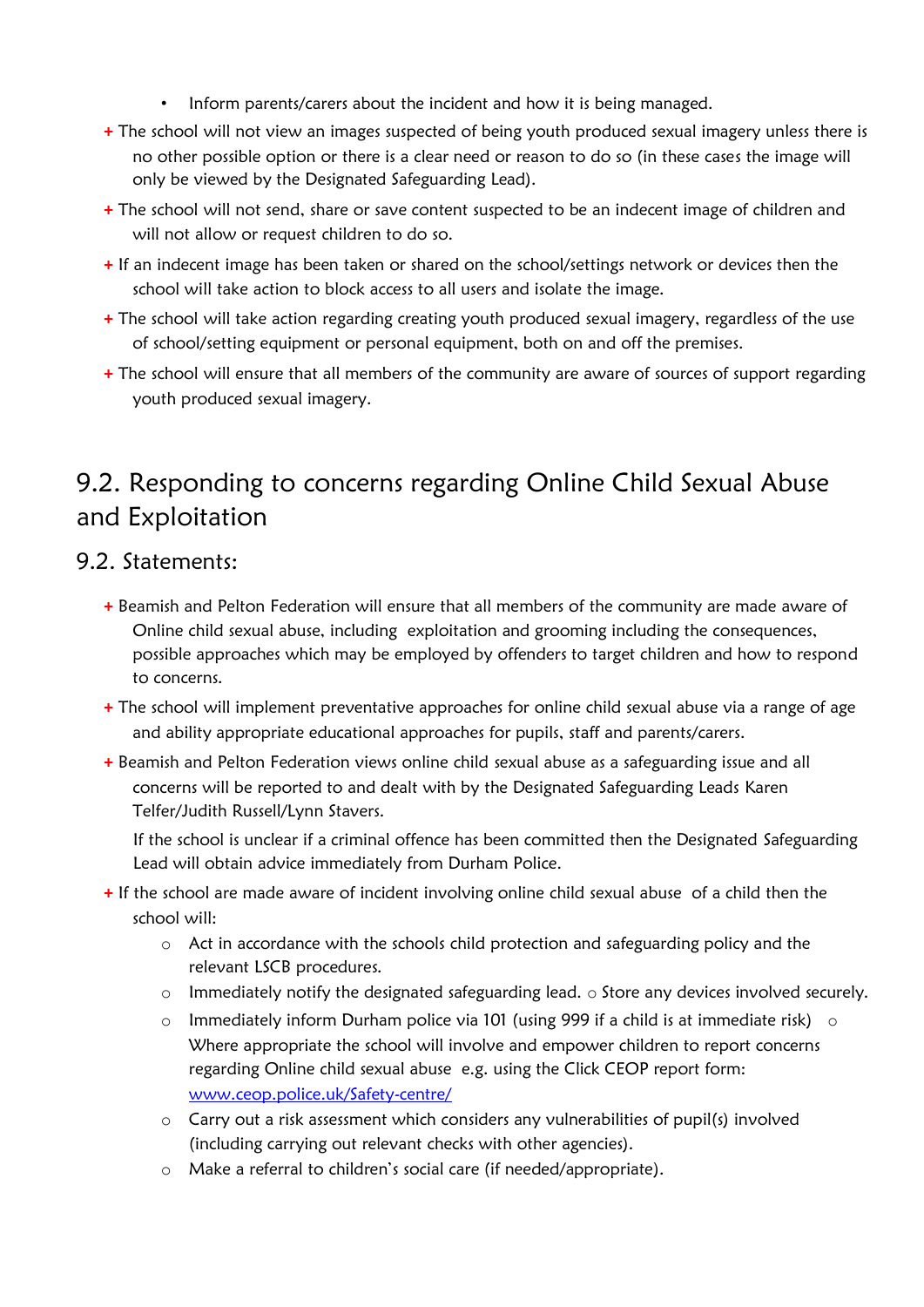- Inform parents/carers about the incident and how it is being managed.

+ The school will not view an images suspected of being youth produced sexual imagery unless there is no other possible option or there is a clear need or reason to do so (in these cases the image will only be viewed by the Designated Safeguarding Lead).
+ The school will not send, share or save content suspected to be an indecent image of children and will not allow or request children to do so.
+ If an indecent image has been taken or shared on the school/settings network or devices then the school will take action to block access to all users and isolate the image.
+ The school will take action regarding creating youth produced sexual imagery, regardless of the use of school/setting equipment or personal equipment, both on and off the premises.
+ The school will ensure that all members of the community are aware of sources of support regarding youth produced sexual imagery.

# 9.2. Responding to concerns regarding Online Child Sexual Abuse and Exploitation

## 9.2. Statements:

+ Beamish and Pelton Federation will ensure that all members of the community are made aware of Online child sexual abuse, including exploitation and grooming including the consequences, possible approaches which may be employed by offenders to target children and how to respond to concerns.
+ The school will implement preventative approaches for online child sexual abuse via a range of age and ability appropriate educational approaches for pupils, staff and parents/carers.
+ Beamish and Pelton Federation views online child sexual abuse as a safeguarding issue and all concerns will be reported to and dealt with by the Designated Safeguarding Leads Karen Telfer/Judith Russell/Lynn Stavers.

  If the school is unclear if a criminal offence has been committed then the Designated Safeguarding Lead will obtain advice immediately from Durham Police.
+ If the school are made aware of incident involving online child sexual abuse of a child then the school will:
  - Act in accordance with the schools child protection and safeguarding policy and the relevant LSCB procedures.
  - Immediately notify the designated safeguarding lead.
  - Store any devices involved securely.
  - Immediately inform Durham police via 101 (using 999 if a child is at immediate risk)
  - Where appropriate the school will involve and empower children to report concerns regarding Online child sexual abuse e.g. using the Click CEOP report form: [www.ceop.police.uk/Safety-centre/](www.ceop.police.uk/Safety-centre/)
  - Carry out a risk assessment which considers any vulnerabilities of pupil(s) involved (including carrying out relevant checks with other agencies).
  - Make a referral to children's social care (if needed/appropriate).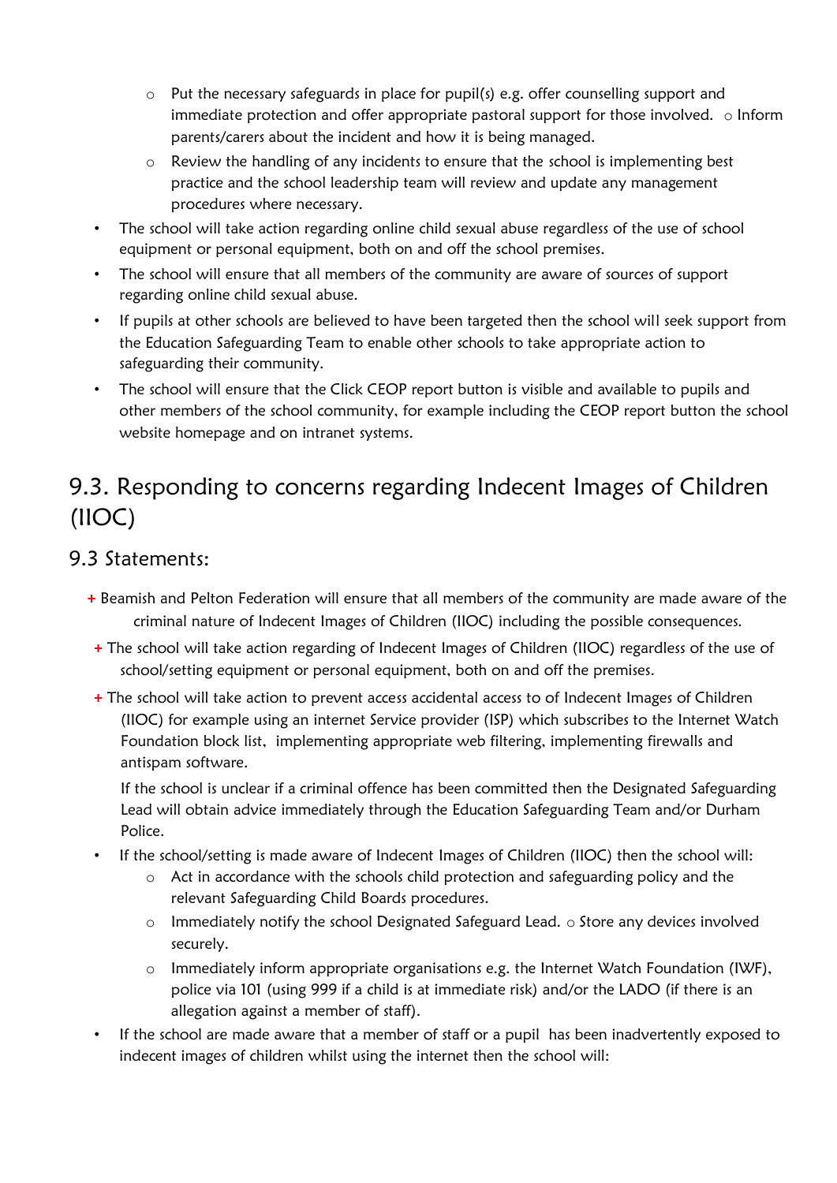- Put the necessary safeguards in place for pupil(s) e.g. offer counselling support and immediate protection and offer appropriate pastoral support for those involved.
    - Inform parents/carers about the incident and how it is being managed.
    - Review the handling of any incidents to ensure that the school is implementing best practice and the school leadership team will review and update any management procedures where necessary.
- The school will take action regarding online child sexual abuse regardless of the use of school equipment or personal equipment, both on and off the school premises.
- The school will ensure that all members of the community are aware of sources of support regarding online child sexual abuse.
- If pupils at other schools are believed to have been targeted then the school will seek support from the Education Safeguarding Team to enable other schools to take appropriate action to safeguarding their community.
- The school will ensure that the Click CEOP report button is visible and available to pupils and other members of the school community, for example including the CEOP report button the school website homepage and on intranet systems.

## 9.3. Responding to concerns regarding Indecent Images of Children (IIOC)

### 9.3 Statements:

+ Beamish and Pelton Federation will ensure that all members of the community are made aware of the criminal nature of Indecent Images of Children (IIOC) including the possible consequences.
+ The school will take action regarding of Indecent Images of Children (IIOC) regardless of the use of school/setting equipment or personal equipment, both on and off the premises.
+ The school will take action to prevent access accidental access to of Indecent Images of Children (IIOC) for example using an internet Service provider (ISP) which subscribes to the Internet Watch Foundation block list, implementing appropriate web filtering, implementing firewalls and antispam software.

  If the school is unclear if a criminal offence has been committed then the Designated Safeguarding Lead will obtain advice immediately through the Education Safeguarding Team and/or Durham Police.

- If the school/setting is made aware of Indecent Images of Children (IIOC) then the school will:
    - Act in accordance with the schools child protection and safeguarding policy and the relevant Safeguarding Child Boards procedures.
    - Immediately notify the school Designated Safeguard Lead.
    - Store any devices involved securely.
    - Immediately inform appropriate organisations e.g. the Internet Watch Foundation (IWF), police via 101 (using 999 if a child is at immediate risk) and/or the LADO (if there is an allegation against a member of staff).
- If the school are made aware that a member of staff or a pupil has been inadvertently exposed to indecent images of children whilst using the internet then the school will: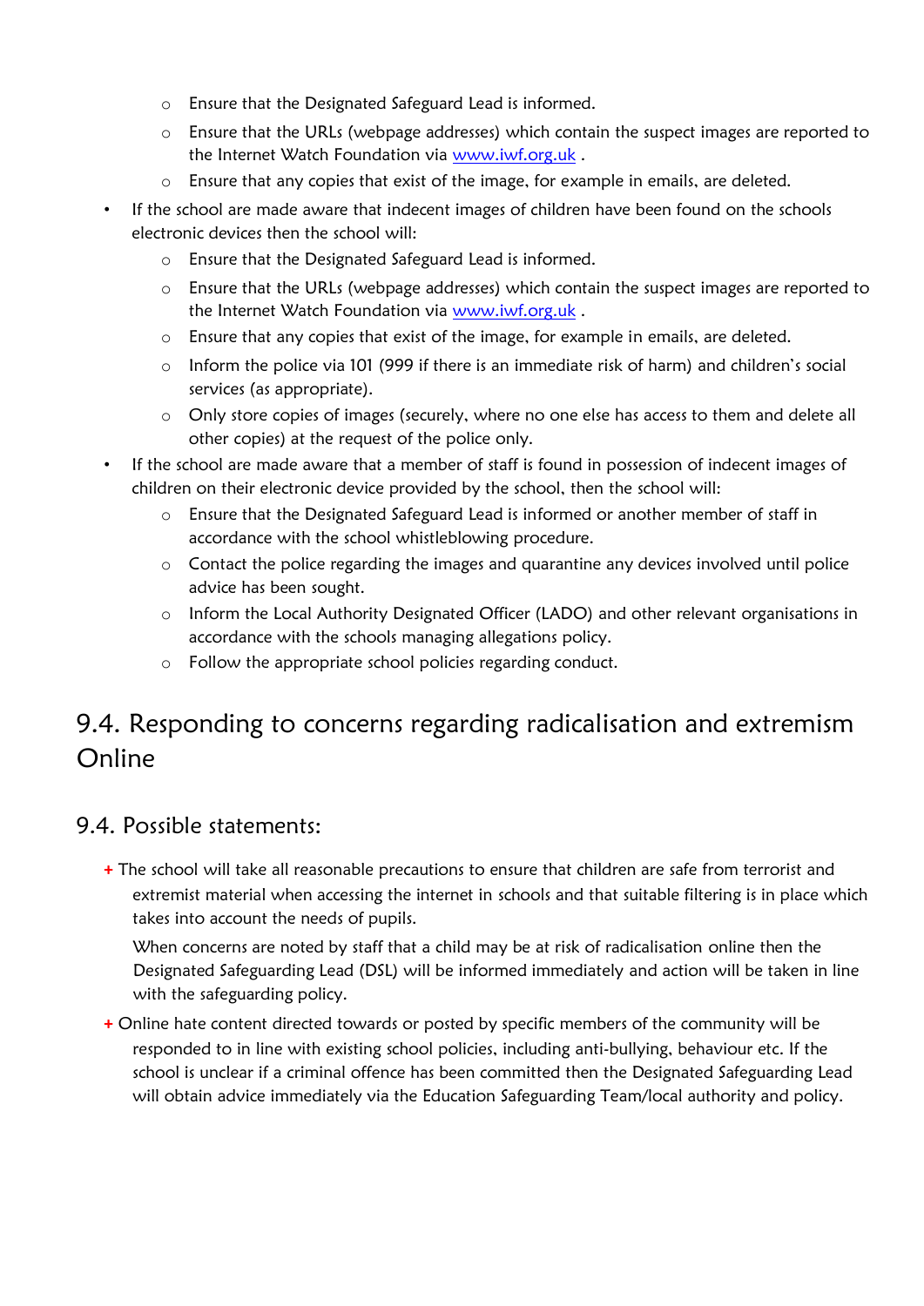- Ensure that the Designated Safeguard Lead is informed.
    - Ensure that the URLs (webpage addresses) which contain the suspect images are reported to the Internet Watch Foundation via [www.iwf.org.uk](http://www.iwf.org.uk) .
    - Ensure that any copies that exist of the image, for example in emails, are deleted.
- If the school are made aware that indecent images of children have been found on the schools electronic devices then the school will:
    - Ensure that the Designated Safeguard Lead is informed.
    - Ensure that the URLs (webpage addresses) which contain the suspect images are reported to the Internet Watch Foundation via [www.iwf.org.uk](http://www.iwf.org.uk) .
    - Ensure that any copies that exist of the image, for example in emails, are deleted.
    - Inform the police via 101 (999 if there is an immediate risk of harm) and children's social services (as appropriate).
    - Only store copies of images (securely, where no one else has access to them and delete all other copies) at the request of the police only.
- If the school are made aware that a member of staff is found in possession of indecent images of children on their electronic device provided by the school, then the school will:
    - Ensure that the Designated Safeguard Lead is informed or another member of staff in accordance with the school whistleblowing procedure.
    - Contact the police regarding the images and quarantine any devices involved until police advice has been sought.
    - Inform the Local Authority Designated Officer (LADO) and other relevant organisations in accordance with the schools managing allegations policy.
    - Follow the appropriate school policies regarding conduct.

## 9.4. Responding to concerns regarding radicalisation and extremism Online

### 9.4. Possible statements:

+ The school will take all reasonable precautions to ensure that children are safe from terrorist and extremist material when accessing the internet in schools and that suitable filtering is in place which takes into account the needs of pupils.

  When concerns are noted by staff that a child may be at risk of radicalisation online then the Designated Safeguarding Lead (DSL) will be informed immediately and action will be taken in line with the safeguarding policy.

+ Online hate content directed towards or posted by specific members of the community will be responded to in line with existing school policies, including anti-bullying, behaviour etc. If the school is unclear if a criminal offence has been committed then the Designated Safeguarding Lead will obtain advice immediately via the Education Safeguarding Team/local authority and policy.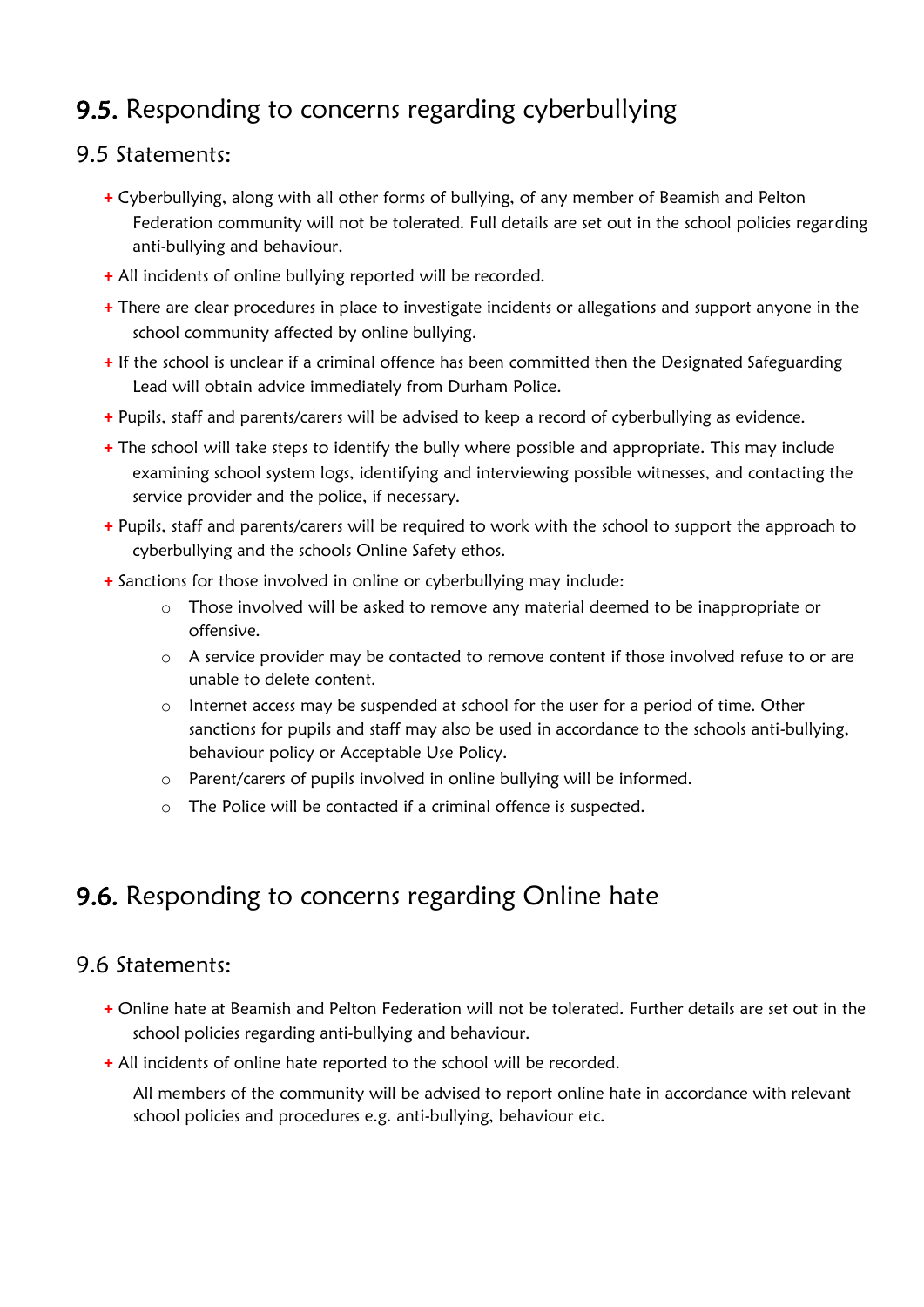## 9.5. Responding to concerns regarding cyberbullying

### 9.5 Statements:

- Cyberbullying, along with all other forms of bullying, of any member of Beamish and Pelton Federation community will not be tolerated. Full details are set out in the school policies regarding anti-bullying and behaviour.
- All incidents of online bullying reported will be recorded.
- There are clear procedures in place to investigate incidents or allegations and support anyone in the school community affected by online bullying.
- If the school is unclear if a criminal offence has been committed then the Designated Safeguarding Lead will obtain advice immediately from Durham Police.
- Pupils, staff and parents/carers will be advised to keep a record of cyberbullying as evidence.
- The school will take steps to identify the bully where possible and appropriate. This may include examining school system logs, identifying and interviewing possible witnesses, and contacting the service provider and the police, if necessary.
- Pupils, staff and parents/carers will be required to work with the school to support the approach to cyberbullying and the schools Online Safety ethos.
- Sanctions for those involved in online or cyberbullying may include:
  - Those involved will be asked to remove any material deemed to be inappropriate or offensive.
  - A service provider may be contacted to remove content if those involved refuse to or are unable to delete content.
  - Internet access may be suspended at school for the user for a period of time. Other sanctions for pupils and staff may also be used in accordance to the schools anti-bullying, behaviour policy or Acceptable Use Policy.
  - Parent/carers of pupils involved in online bullying will be informed.
  - The Police will be contacted if a criminal offence is suspected.

## 9.6. Responding to concerns regarding Online hate

### 9.6 Statements:

- Online hate at Beamish and Pelton Federation will not be tolerated. Further details are set out in the school policies regarding anti-bullying and behaviour.
- All incidents of online hate reported to the school will be recorded.

  All members of the community will be advised to report online hate in accordance with relevant school policies and procedures e.g. anti-bullying, behaviour etc.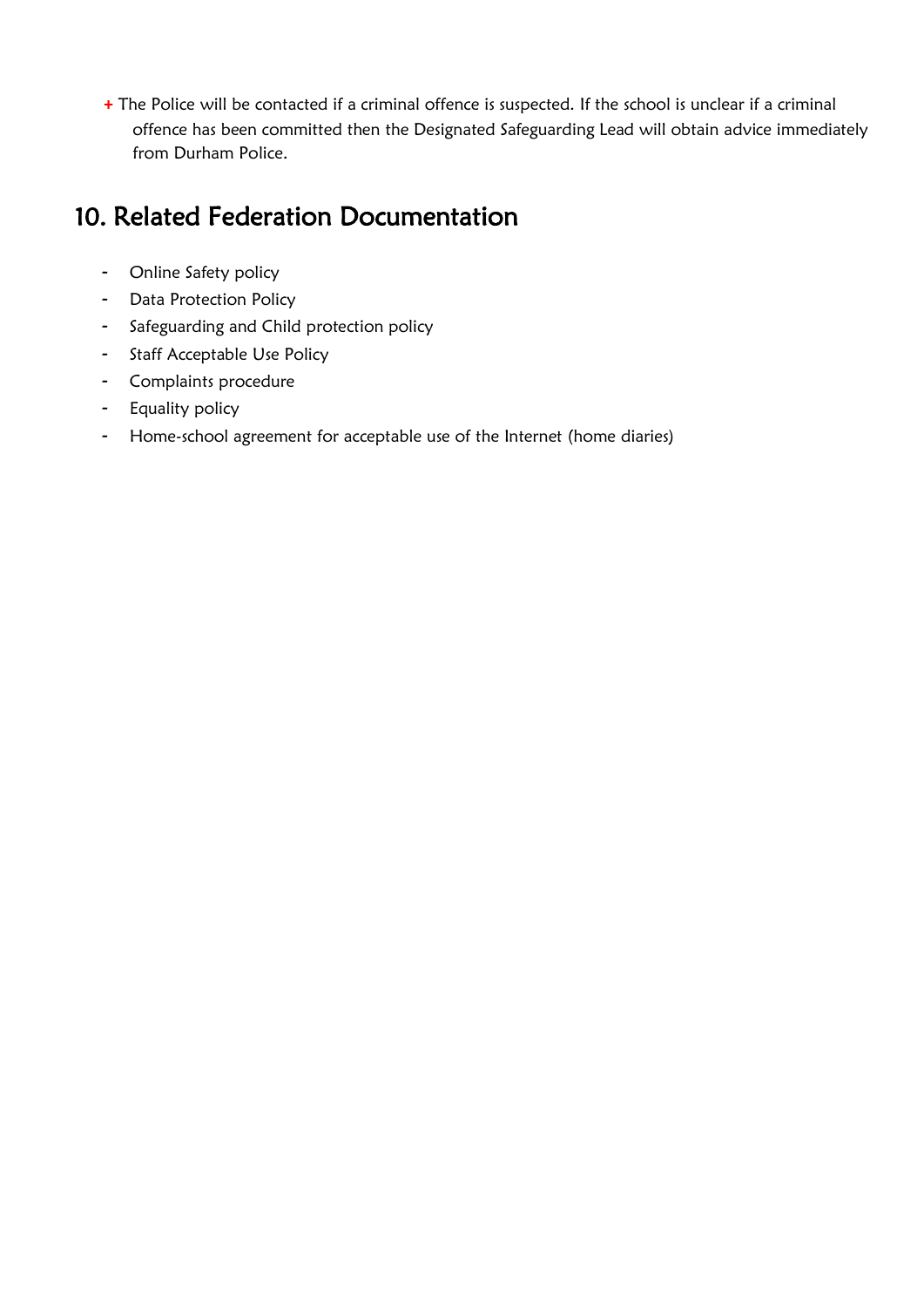+ The Police will be contacted if a criminal offence is suspected. If the school is unclear if a criminal offence has been committed then the Designated Safeguarding Lead will obtain advice immediately from Durham Police.

## 10. Related Federation Documentation

- Online Safety policy
- Data Protection Policy
- Safeguarding and Child protection policy
- Staff Acceptable Use Policy
- Complaints procedure
- Equality policy
- Home-school agreement for acceptable use of the Internet (home diaries)